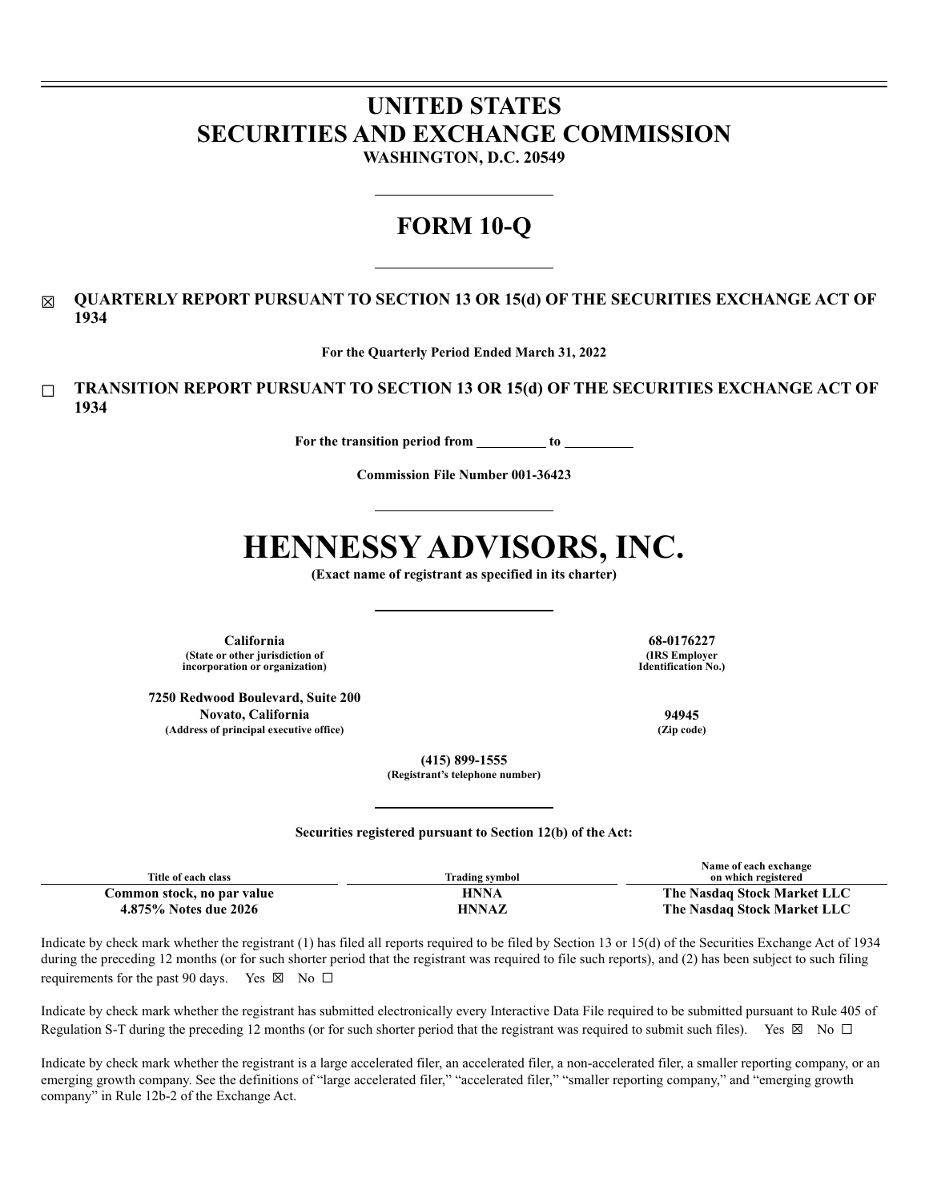# UNITED STATES
# SECURITIES AND EXCHANGE COMMISSION

**WASHINGTON, D.C. 20549**

## FORM 10-Q

☒ **QUARTERLY REPORT PURSUANT TO SECTION 13 OR 15(d) OF THE SECURITIES EXCHANGE ACT OF 1934**

**For the Quarterly Period Ended March 31, 2022**

☐ **TRANSITION REPORT PURSUANT TO SECTION 13 OR 15(d) OF THE SECURITIES EXCHANGE ACT OF 1934**

**For the transition period from \_\_\_\_\_\_\_\_\_\_ to \_\_\_\_\_\_\_\_\_\_**

**Commission File Number 001-36423**

# HENNESSY ADVISORS, INC.

**(Exact name of registrant as specified in its charter)**

| | |
|---|---|
| **California**<br>**(State or other jurisdiction of incorporation or organization)** | **68-0176227**<br>**(IRS Employer Identification No.)** |
| **7250 Redwood Boulevard, Suite 200**<br>**Novato, California**<br>**(Address of principal executive office)** | **94945**<br>**(Zip code)** |

**(415) 899-1555**
**(Registrant's telephone number)**

**Securities registered pursuant to Section 12(b) of the Act:**

| Title of each class | Trading symbol | Name of each exchange on which registered |
|---|---|---|
| **Common stock, no par value** | **HNNA** | **The Nasdaq Stock Market LLC** |
| **4.875% Notes due 2026** | **HNNAZ** | **The Nasdaq Stock Market LLC** |

Indicate by check mark whether the registrant (1) has filed all reports required to be filed by Section 13 or 15(d) of the Securities Exchange Act of 1934 during the preceding 12 months (or for such shorter period that the registrant was required to file such reports), and (2) has been subject to such filing requirements for the past 90 days. Yes ☒ No ☐

Indicate by check mark whether the registrant has submitted electronically every Interactive Data File required to be submitted pursuant to Rule 405 of Regulation S-T during the preceding 12 months (or for such shorter period that the registrant was required to submit such files). Yes ☒ No ☐

Indicate by check mark whether the registrant is a large accelerated filer, an accelerated filer, a non-accelerated filer, a smaller reporting company, or an emerging growth company. See the definitions of "large accelerated filer," "accelerated filer," "smaller reporting company," and "emerging growth company" in Rule 12b-2 of the Exchange Act.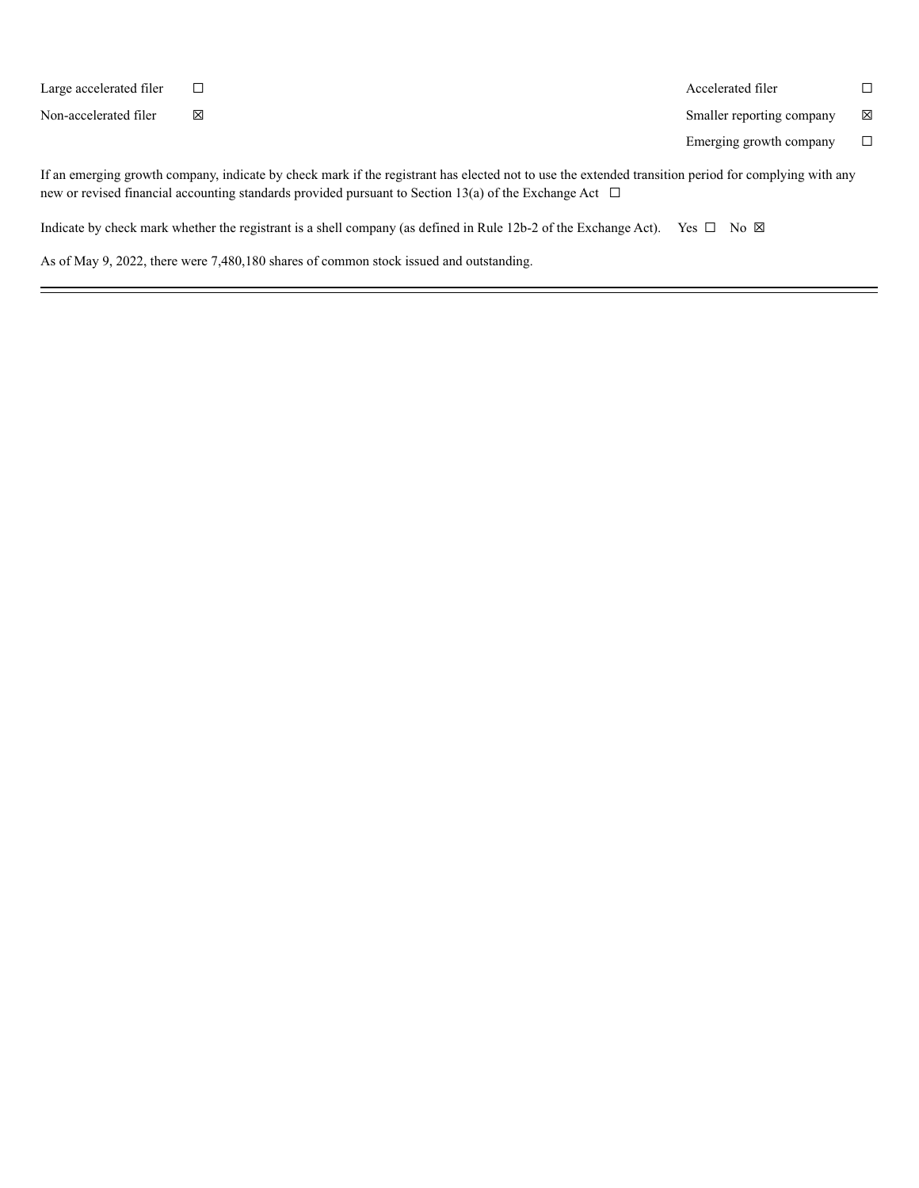| | | | |
|---|---|---|---|
| Large accelerated filer | ☐ | Accelerated filer | ☐ |
| Non-accelerated filer | ☒ | Smaller reporting company | ☒ |
| | | Emerging growth company | ☐ |

If an emerging growth company, indicate by check mark if the registrant has elected not to use the extended transition period for complying with any new or revised financial accounting standards provided pursuant to Section 13(a) of the Exchange Act ☐

Indicate by check mark whether the registrant is a shell company (as defined in Rule 12b-2 of the Exchange Act). Yes ☐ No ☒

As of May 9, 2022, there were 7,480,180 shares of common stock issued and outstanding.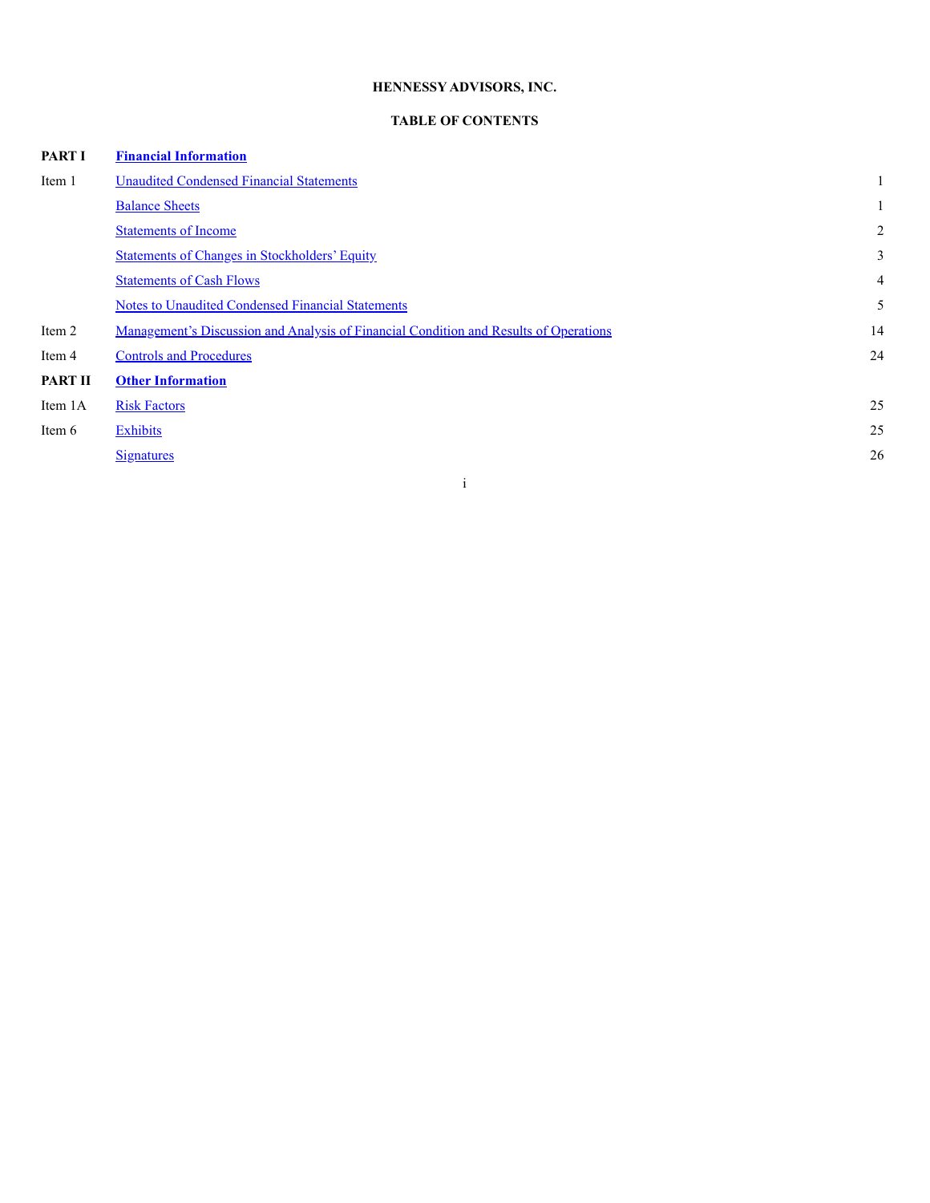**HENNESSY ADVISORS, INC.**

**TABLE OF CONTENTS**

| | | |
|---|---|---|
| **PART I** | **Financial Information** | |
| Item 1 | Unaudited Condensed Financial Statements | 1 |
| | Balance Sheets | 1 |
| | Statements of Income | 2 |
| | Statements of Changes in Stockholders' Equity | 3 |
| | Statements of Cash Flows | 4 |
| | Notes to Unaudited Condensed Financial Statements | 5 |
| Item 2 | Management's Discussion and Analysis of Financial Condition and Results of Operations | 14 |
| Item 4 | Controls and Procedures | 24 |
| **PART II** | **Other Information** | |
| Item 1A | Risk Factors | 25 |
| Item 6 | Exhibits | 25 |
| | Signatures | 26 |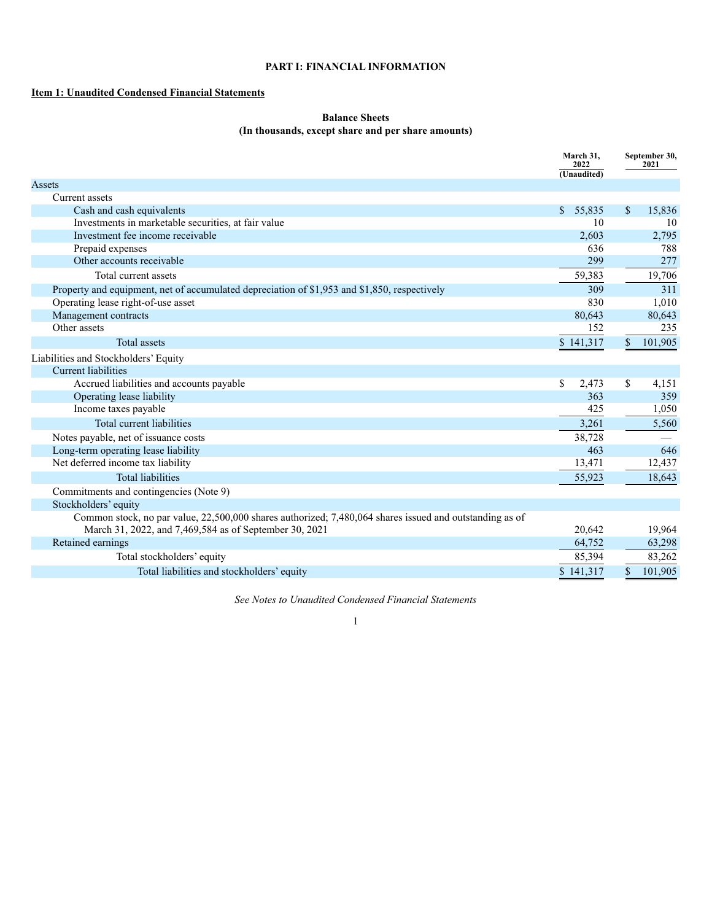# PART I: FINANCIAL INFORMATION

## Item 1: Unaudited Condensed Financial Statements

### Balance Sheets
### (In thousands, except share and per share amounts)

| | March 31, 2022 (Unaudited) | September 30, 2021 |
|---|---|---|
| **Assets** | | |
| Current assets | | |
| Cash and cash equivalents | $ 55,835 | $ 15,836 |
| Investments in marketable securities, at fair value | 10 | 10 |
| Investment fee income receivable | 2,603 | 2,795 |
| Prepaid expenses | 636 | 788 |
| Other accounts receivable | 299 | 277 |
| Total current assets | 59,383 | 19,706 |
| Property and equipment, net of accumulated depreciation of $1,953 and $1,850, respectively | 309 | 311 |
| Operating lease right-of-use asset | 830 | 1,010 |
| Management contracts | 80,643 | 80,643 |
| Other assets | 152 | 235 |
| Total assets | $ 141,317 | $ 101,905 |
| **Liabilities and Stockholders' Equity** | | |
| Current liabilities | | |
| Accrued liabilities and accounts payable | $ 2,473 | $ 4,151 |
| Operating lease liability | 363 | 359 |
| Income taxes payable | 425 | 1,050 |
| Total current liabilities | 3,261 | 5,560 |
| Notes payable, net of issuance costs | 38,728 | — |
| Long-term operating lease liability | 463 | 646 |
| Net deferred income tax liability | 13,471 | 12,437 |
| Total liabilities | 55,923 | 18,643 |
| Commitments and contingencies (Note 9) | | |
| Stockholders' equity | | |
| Common stock, no par value, 22,500,000 shares authorized; 7,480,064 shares issued and outstanding as of March 31, 2022, and 7,469,584 as of September 30, 2021 | 20,642 | 19,964 |
| Retained earnings | 64,752 | 63,298 |
| Total stockholders' equity | 85,394 | 83,262 |
| Total liabilities and stockholders' equity | $ 141,317 | $ 101,905 |

*See Notes to Unaudited Condensed Financial Statements*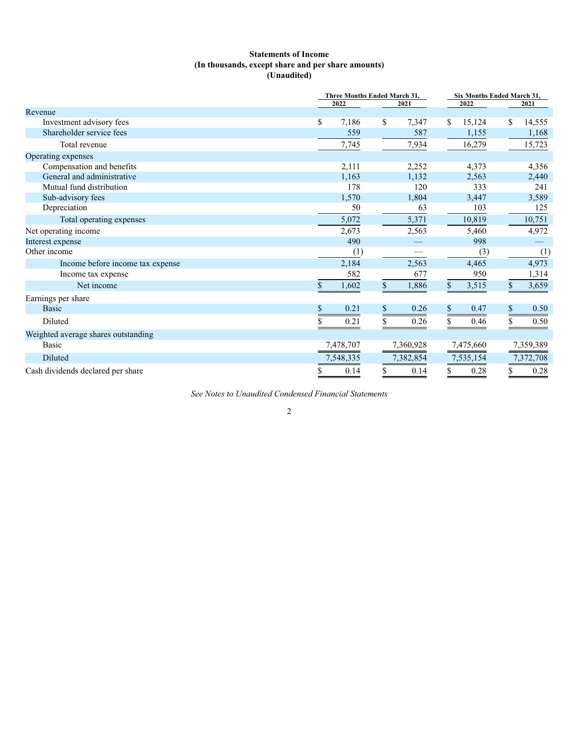**Statements of Income**
**(In thousands, except share and per share amounts)**
**(Unaudited)**

| | Three Months Ended March 31, | | Six Months Ended March 31, | |
|---|---|---|---|---|
| | 2022 | 2021 | 2022 | 2021 |
| Revenue | | | | |
| Investment advisory fees | $ 7,186 | $ 7,347 | $ 15,124 | $ 14,555 |
| Shareholder service fees | 559 | 587 | 1,155 | 1,168 |
| Total revenue | 7,745 | 7,934 | 16,279 | 15,723 |
| Operating expenses | | | | |
| Compensation and benefits | 2,111 | 2,252 | 4,373 | 4,356 |
| General and administrative | 1,163 | 1,132 | 2,563 | 2,440 |
| Mutual fund distribution | 178 | 120 | 333 | 241 |
| Sub-advisory fees | 1,570 | 1,804 | 3,447 | 3,589 |
| Depreciation | 50 | 63 | 103 | 125 |
| Total operating expenses | 5,072 | 5,371 | 10,819 | 10,751 |
| Net operating income | 2,673 | 2,563 | 5,460 | 4,972 |
| Interest expense | 490 | — | 998 | — |
| Other income | (1) | — | (3) | (1) |
| Income before income tax expense | 2,184 | 2,563 | 4,465 | 4,973 |
| Income tax expense | 582 | 677 | 950 | 1,314 |
| Net income | $ 1,602 | $ 1,886 | $ 3,515 | $ 3,659 |
| Earnings per share | | | | |
| Basic | $ 0.21 | $ 0.26 | $ 0.47 | $ 0.50 |
| Diluted | $ 0.21 | $ 0.26 | $ 0.46 | $ 0.50 |
| Weighted average shares outstanding | | | | |
| Basic | 7,478,707 | 7,360,928 | 7,475,660 | 7,359,389 |
| Diluted | 7,548,335 | 7,382,854 | 7,535,154 | 7,372,708 |
| Cash dividends declared per share | $ 0.14 | $ 0.14 | $ 0.28 | $ 0.28 |

*See Notes to Unaudited Condensed Financial Statements*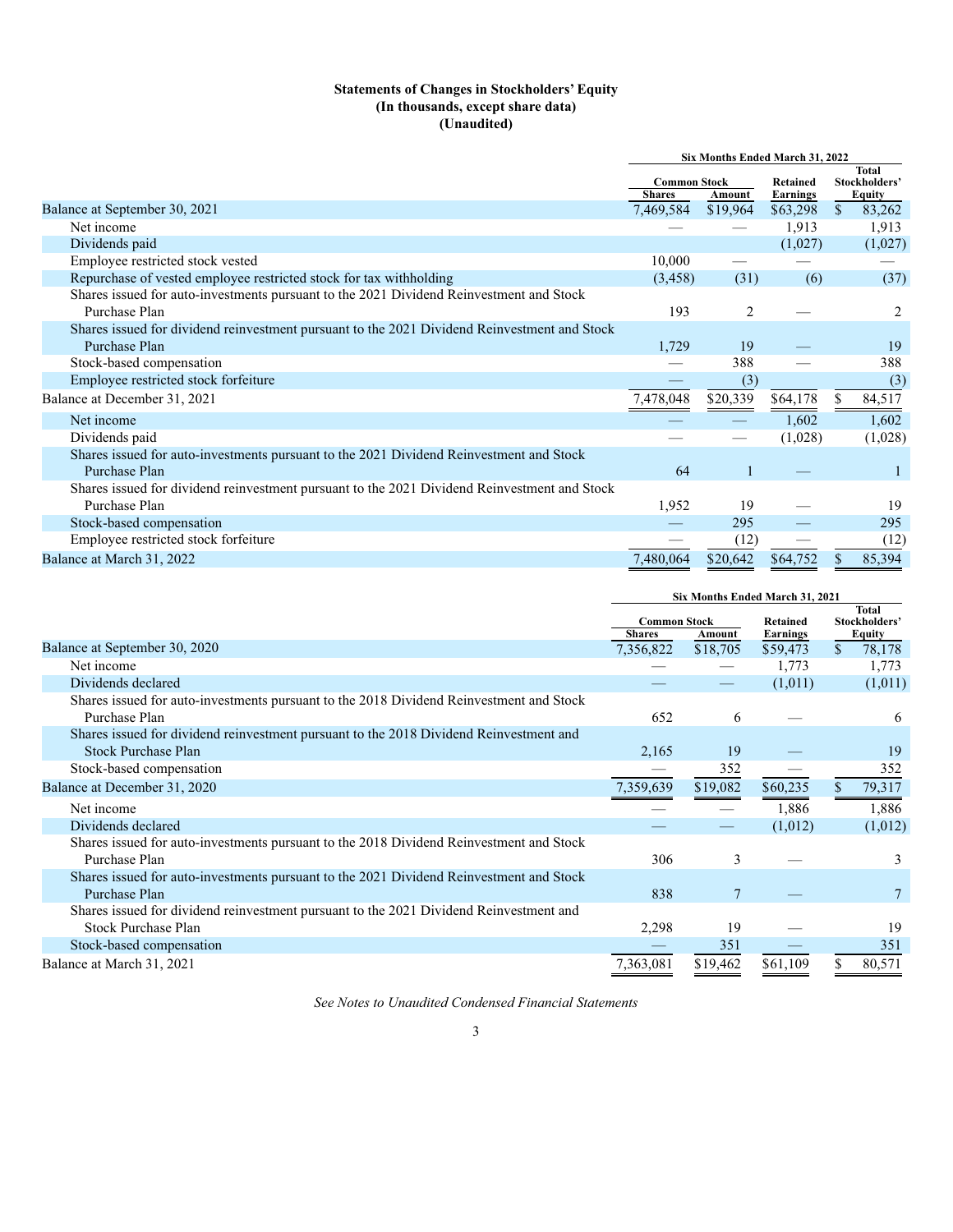**Statements of Changes in Stockholders' Equity**
**(In thousands, except share data)**
**(Unaudited)**

| | Six Months Ended March 31, 2022 | | | |
|---|---|---|---|---|
| | Common Stock | | Retained Earnings | Total Stockholders' Equity |
| | Shares | Amount | | |
| Balance at September 30, 2021 | 7,469,584 | $19,964 | $63,298 | $ 83,262 |
| Net income | — | — | 1,913 | 1,913 |
| Dividends paid | | | (1,027) | (1,027) |
| Employee restricted stock vested | 10,000 | — | — | — |
| Repurchase of vested employee restricted stock for tax withholding | (3,458) | (31) | (6) | (37) |
| Shares issued for auto-investments pursuant to the 2021 Dividend Reinvestment and Stock Purchase Plan | 193 | 2 | — | 2 |
| Shares issued for dividend reinvestment pursuant to the 2021 Dividend Reinvestment and Stock Purchase Plan | 1,729 | 19 | — | 19 |
| Stock-based compensation | — | 388 | — | 388 |
| Employee restricted stock forfeiture | — | (3) | | (3) |
| Balance at December 31, 2021 | 7,478,048 | $20,339 | $64,178 | $ 84,517 |
| Net income | — | — | 1,602 | 1,602 |
| Dividends paid | — | — | (1,028) | (1,028) |
| Shares issued for auto-investments pursuant to the 2021 Dividend Reinvestment and Stock Purchase Plan | 64 | 1 | — | 1 |
| Shares issued for dividend reinvestment pursuant to the 2021 Dividend Reinvestment and Stock Purchase Plan | 1,952 | 19 | — | 19 |
| Stock-based compensation | — | 295 | — | 295 |
| Employee restricted stock forfeiture | — | (12) | — | (12) |
| Balance at March 31, 2022 | 7,480,064 | $20,642 | $64,752 | $ 85,394 |

| | Six Months Ended March 31, 2021 | | | |
|---|---|---|---|---|
| | Common Stock | | Retained Earnings | Total Stockholders' Equity |
| | Shares | Amount | | |
| Balance at September 30, 2020 | 7,356,822 | $18,705 | $59,473 | $ 78,178 |
| Net income | — | — | 1,773 | 1,773 |
| Dividends declared | — | — | (1,011) | (1,011) |
| Shares issued for auto-investments pursuant to the 2018 Dividend Reinvestment and Stock Purchase Plan | 652 | 6 | — | 6 |
| Shares issued for dividend reinvestment pursuant to the 2018 Dividend Reinvestment and Stock Purchase Plan | 2,165 | 19 | — | 19 |
| Stock-based compensation | — | 352 | — | 352 |
| Balance at December 31, 2020 | 7,359,639 | $19,082 | $60,235 | $ 79,317 |
| Net income | — | — | 1,886 | 1,886 |
| Dividends declared | — | — | (1,012) | (1,012) |
| Shares issued for auto-investments pursuant to the 2018 Dividend Reinvestment and Stock Purchase Plan | 306 | 3 | — | 3 |
| Shares issued for auto-investments pursuant to the 2021 Dividend Reinvestment and Stock Purchase Plan | 838 | 7 | — | 7 |
| Shares issued for dividend reinvestment pursuant to the 2021 Dividend Reinvestment and Stock Purchase Plan | 2,298 | 19 | — | 19 |
| Stock-based compensation | — | 351 | — | 351 |
| Balance at March 31, 2021 | 7,363,081 | $19,462 | $61,109 | $ 80,571 |

*See Notes to Unaudited Condensed Financial Statements*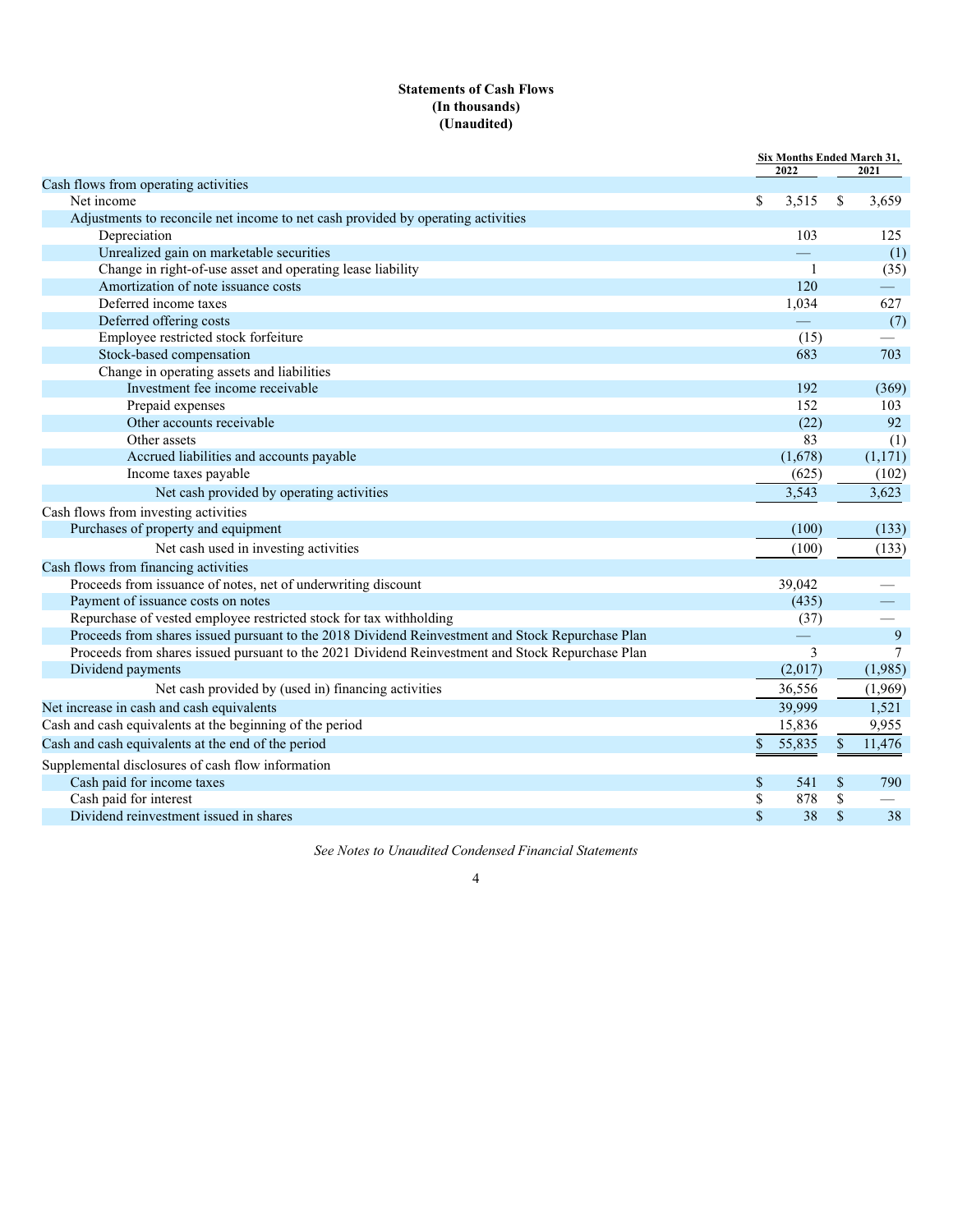**Statements of Cash Flows**
**(In thousands)**
**(Unaudited)**

| | Six Months Ended March 31, 2022 | Six Months Ended March 31, 2021 |
|---|---|---|
| Cash flows from operating activities | | |
| Net income | $ 3,515 | $ 3,659 |
| Adjustments to reconcile net income to net cash provided by operating activities | | |
| Depreciation | 103 | 125 |
| Unrealized gain on marketable securities | — | (1) |
| Change in right-of-use asset and operating lease liability | 1 | (35) |
| Amortization of note issuance costs | 120 | — |
| Deferred income taxes | 1,034 | 627 |
| Deferred offering costs | — | (7) |
| Employee restricted stock forfeiture | (15) | — |
| Stock-based compensation | 683 | 703 |
| Change in operating assets and liabilities | | |
| Investment fee income receivable | 192 | (369) |
| Prepaid expenses | 152 | 103 |
| Other accounts receivable | (22) | 92 |
| Other assets | 83 | (1) |
| Accrued liabilities and accounts payable | (1,678) | (1,171) |
| Income taxes payable | (625) | (102) |
| Net cash provided by operating activities | 3,543 | 3,623 |
| Cash flows from investing activities | | |
| Purchases of property and equipment | (100) | (133) |
| Net cash used in investing activities | (100) | (133) |
| Cash flows from financing activities | | |
| Proceeds from issuance of notes, net of underwriting discount | 39,042 | — |
| Payment of issuance costs on notes | (435) | — |
| Repurchase of vested employee restricted stock for tax withholding | (37) | — |
| Proceeds from shares issued pursuant to the 2018 Dividend Reinvestment and Stock Repurchase Plan | — | 9 |
| Proceeds from shares issued pursuant to the 2021 Dividend Reinvestment and Stock Repurchase Plan | 3 | 7 |
| Dividend payments | (2,017) | (1,985) |
| Net cash provided by (used in) financing activities | 36,556 | (1,969) |
| Net increase in cash and cash equivalents | 39,999 | 1,521 |
| Cash and cash equivalents at the beginning of the period | 15,836 | 9,955 |
| Cash and cash equivalents at the end of the period | $ 55,835 | $ 11,476 |
| Supplemental disclosures of cash flow information | | |
| Cash paid for income taxes | $ 541 | $ 790 |
| Cash paid for interest | $ 878 | $ — |
| Dividend reinvestment issued in shares | $ 38 | $ 38 |

*See Notes to Unaudited Condensed Financial Statements*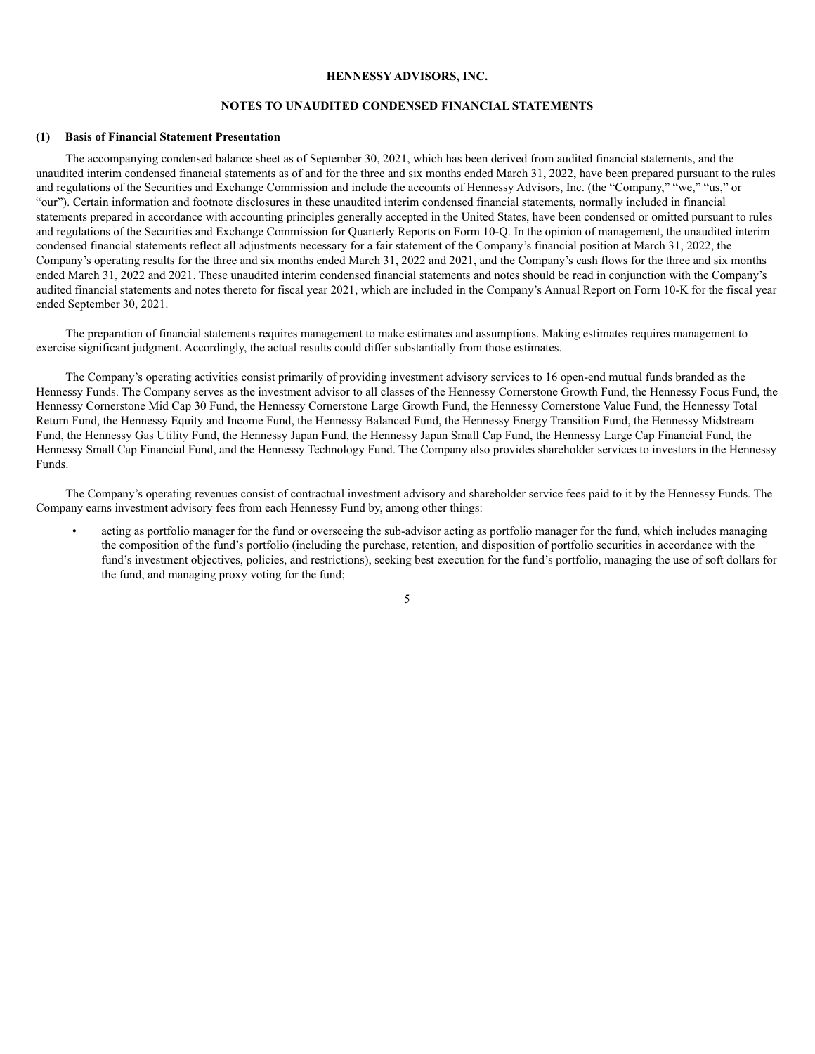**HENNESSY ADVISORS, INC.**

**NOTES TO UNAUDITED CONDENSED FINANCIAL STATEMENTS**

**(1) Basis of Financial Statement Presentation**

The accompanying condensed balance sheet as of September 30, 2021, which has been derived from audited financial statements, and the unaudited interim condensed financial statements as of and for the three and six months ended March 31, 2022, have been prepared pursuant to the rules and regulations of the Securities and Exchange Commission and include the accounts of Hennessy Advisors, Inc. (the "Company," "we," "us," or "our"). Certain information and footnote disclosures in these unaudited interim condensed financial statements, normally included in financial statements prepared in accordance with accounting principles generally accepted in the United States, have been condensed or omitted pursuant to rules and regulations of the Securities and Exchange Commission for Quarterly Reports on Form 10-Q. In the opinion of management, the unaudited interim condensed financial statements reflect all adjustments necessary for a fair statement of the Company's financial position at March 31, 2022, the Company's operating results for the three and six months ended March 31, 2022 and 2021, and the Company's cash flows for the three and six months ended March 31, 2022 and 2021. These unaudited interim condensed financial statements and notes should be read in conjunction with the Company's audited financial statements and notes thereto for fiscal year 2021, which are included in the Company's Annual Report on Form 10-K for the fiscal year ended September 30, 2021.

The preparation of financial statements requires management to make estimates and assumptions. Making estimates requires management to exercise significant judgment. Accordingly, the actual results could differ substantially from those estimates.

The Company's operating activities consist primarily of providing investment advisory services to 16 open-end mutual funds branded as the Hennessy Funds. The Company serves as the investment advisor to all classes of the Hennessy Cornerstone Growth Fund, the Hennessy Focus Fund, the Hennessy Cornerstone Mid Cap 30 Fund, the Hennessy Cornerstone Large Growth Fund, the Hennessy Cornerstone Value Fund, the Hennessy Total Return Fund, the Hennessy Equity and Income Fund, the Hennessy Balanced Fund, the Hennessy Energy Transition Fund, the Hennessy Midstream Fund, the Hennessy Gas Utility Fund, the Hennessy Japan Fund, the Hennessy Japan Small Cap Fund, the Hennessy Large Cap Financial Fund, the Hennessy Small Cap Financial Fund, and the Hennessy Technology Fund. The Company also provides shareholder services to investors in the Hennessy Funds.

The Company's operating revenues consist of contractual investment advisory and shareholder service fees paid to it by the Hennessy Funds. The Company earns investment advisory fees from each Hennessy Fund by, among other things:

- acting as portfolio manager for the fund or overseeing the sub-advisor acting as portfolio manager for the fund, which includes managing the composition of the fund's portfolio (including the purchase, retention, and disposition of portfolio securities in accordance with the fund's investment objectives, policies, and restrictions), seeking best execution for the fund's portfolio, managing the use of soft dollars for the fund, and managing proxy voting for the fund;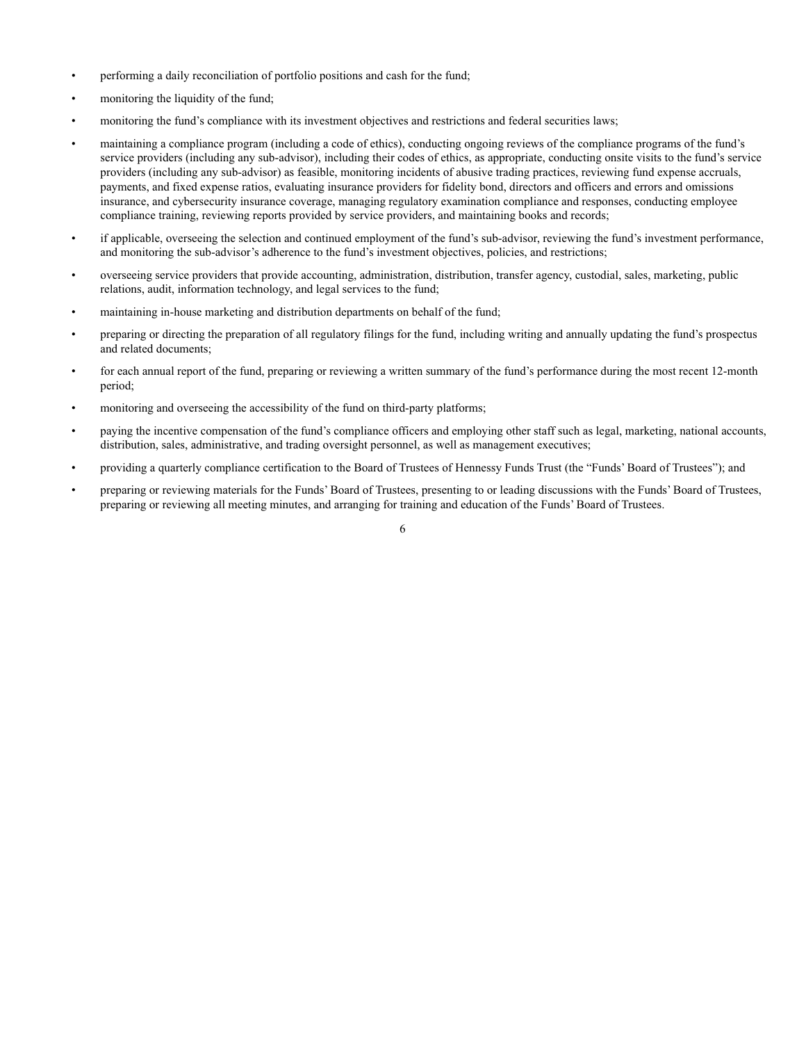- performing a daily reconciliation of portfolio positions and cash for the fund;
- monitoring the liquidity of the fund;
- monitoring the fund's compliance with its investment objectives and restrictions and federal securities laws;
- maintaining a compliance program (including a code of ethics), conducting ongoing reviews of the compliance programs of the fund's service providers (including any sub-advisor), including their codes of ethics, as appropriate, conducting onsite visits to the fund's service providers (including any sub-advisor) as feasible, monitoring incidents of abusive trading practices, reviewing fund expense accruals, payments, and fixed expense ratios, evaluating insurance providers for fidelity bond, directors and officers and errors and omissions insurance, and cybersecurity insurance coverage, managing regulatory examination compliance and responses, conducting employee compliance training, reviewing reports provided by service providers, and maintaining books and records;
- if applicable, overseeing the selection and continued employment of the fund's sub-advisor, reviewing the fund's investment performance, and monitoring the sub-advisor's adherence to the fund's investment objectives, policies, and restrictions;
- overseeing service providers that provide accounting, administration, distribution, transfer agency, custodial, sales, marketing, public relations, audit, information technology, and legal services to the fund;
- maintaining in-house marketing and distribution departments on behalf of the fund;
- preparing or directing the preparation of all regulatory filings for the fund, including writing and annually updating the fund's prospectus and related documents;
- for each annual report of the fund, preparing or reviewing a written summary of the fund's performance during the most recent 12-month period;
- monitoring and overseeing the accessibility of the fund on third-party platforms;
- paying the incentive compensation of the fund's compliance officers and employing other staff such as legal, marketing, national accounts, distribution, sales, administrative, and trading oversight personnel, as well as management executives;
- providing a quarterly compliance certification to the Board of Trustees of Hennessy Funds Trust (the "Funds' Board of Trustees"); and
- preparing or reviewing materials for the Funds' Board of Trustees, presenting to or leading discussions with the Funds' Board of Trustees, preparing or reviewing all meeting minutes, and arranging for training and education of the Funds' Board of Trustees.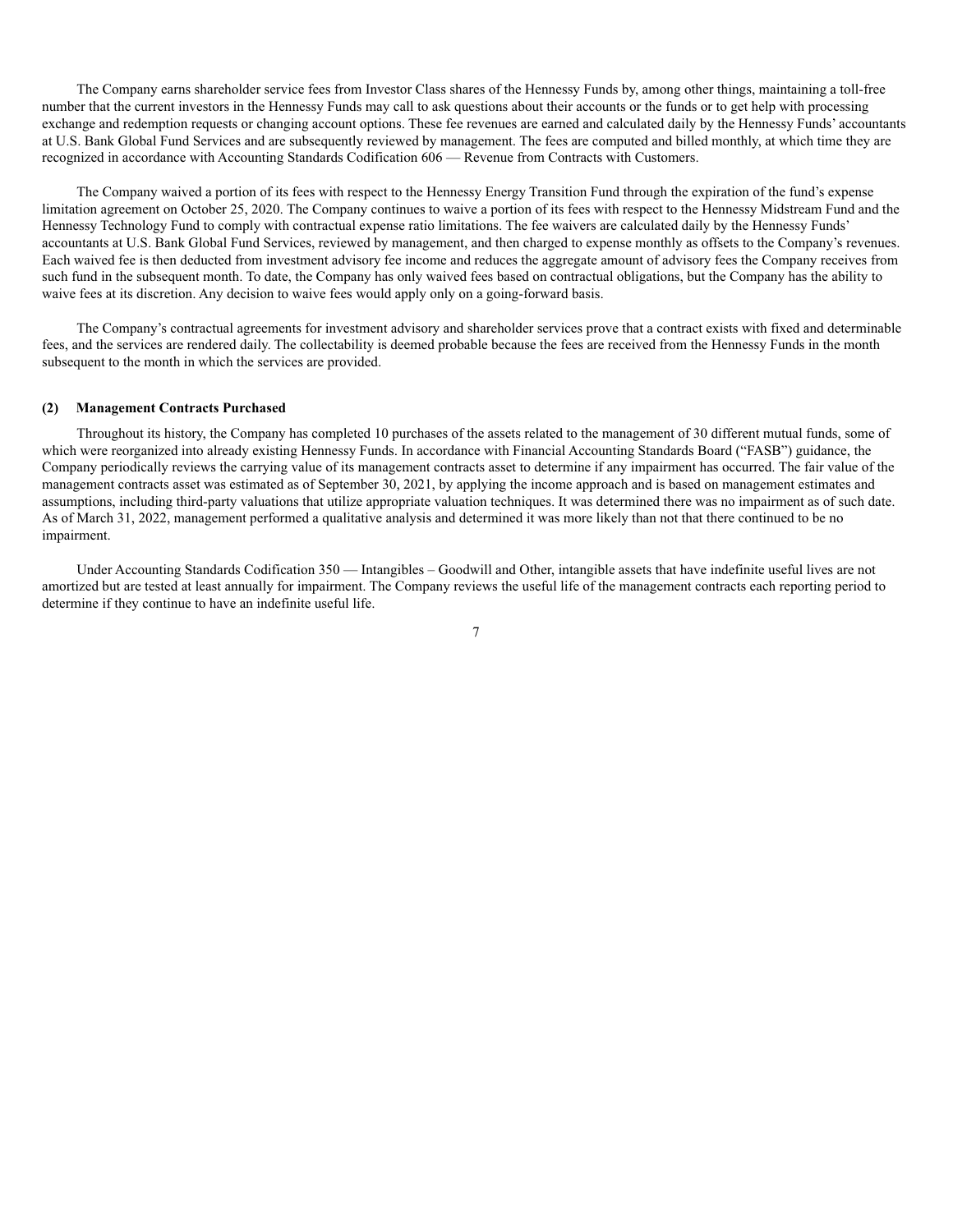The Company earns shareholder service fees from Investor Class shares of the Hennessy Funds by, among other things, maintaining a toll-free number that the current investors in the Hennessy Funds may call to ask questions about their accounts or the funds or to get help with processing exchange and redemption requests or changing account options. These fee revenues are earned and calculated daily by the Hennessy Funds' accountants at U.S. Bank Global Fund Services and are subsequently reviewed by management. The fees are computed and billed monthly, at which time they are recognized in accordance with Accounting Standards Codification 606 — Revenue from Contracts with Customers.

The Company waived a portion of its fees with respect to the Hennessy Energy Transition Fund through the expiration of the fund's expense limitation agreement on October 25, 2020. The Company continues to waive a portion of its fees with respect to the Hennessy Midstream Fund and the Hennessy Technology Fund to comply with contractual expense ratio limitations. The fee waivers are calculated daily by the Hennessy Funds' accountants at U.S. Bank Global Fund Services, reviewed by management, and then charged to expense monthly as offsets to the Company's revenues. Each waived fee is then deducted from investment advisory fee income and reduces the aggregate amount of advisory fees the Company receives from such fund in the subsequent month. To date, the Company has only waived fees based on contractual obligations, but the Company has the ability to waive fees at its discretion. Any decision to waive fees would apply only on a going-forward basis.

The Company's contractual agreements for investment advisory and shareholder services prove that a contract exists with fixed and determinable fees, and the services are rendered daily. The collectability is deemed probable because the fees are received from the Hennessy Funds in the month subsequent to the month in which the services are provided.

**(2) Management Contracts Purchased**

Throughout its history, the Company has completed 10 purchases of the assets related to the management of 30 different mutual funds, some of which were reorganized into already existing Hennessy Funds. In accordance with Financial Accounting Standards Board ("FASB") guidance, the Company periodically reviews the carrying value of its management contracts asset to determine if any impairment has occurred. The fair value of the management contracts asset was estimated as of September 30, 2021, by applying the income approach and is based on management estimates and assumptions, including third-party valuations that utilize appropriate valuation techniques. It was determined there was no impairment as of such date. As of March 31, 2022, management performed a qualitative analysis and determined it was more likely than not that there continued to be no impairment.

Under Accounting Standards Codification 350 — Intangibles – Goodwill and Other, intangible assets that have indefinite useful lives are not amortized but are tested at least annually for impairment. The Company reviews the useful life of the management contracts each reporting period to determine if they continue to have an indefinite useful life.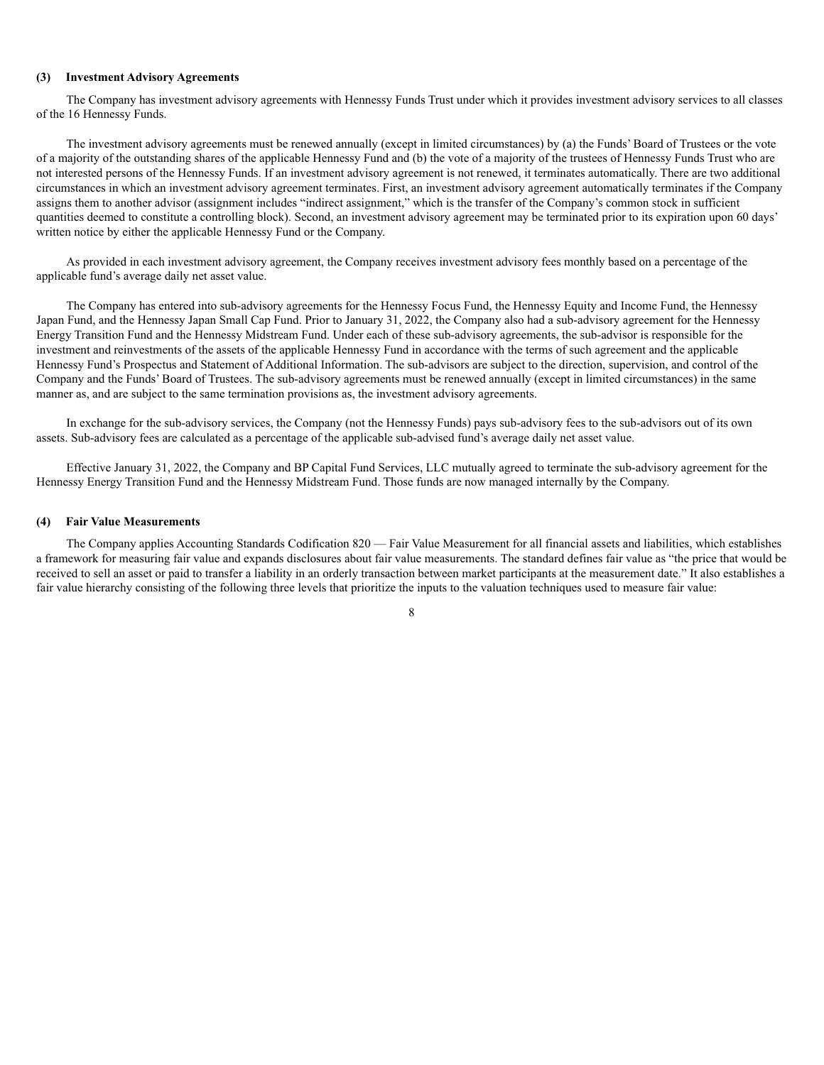### (3) Investment Advisory Agreements

The Company has investment advisory agreements with Hennessy Funds Trust under which it provides investment advisory services to all classes of the 16 Hennessy Funds.

The investment advisory agreements must be renewed annually (except in limited circumstances) by (a) the Funds' Board of Trustees or the vote of a majority of the outstanding shares of the applicable Hennessy Fund and (b) the vote of a majority of the trustees of Hennessy Funds Trust who are not interested persons of the Hennessy Funds. If an investment advisory agreement is not renewed, it terminates automatically. There are two additional circumstances in which an investment advisory agreement terminates. First, an investment advisory agreement automatically terminates if the Company assigns them to another advisor (assignment includes "indirect assignment," which is the transfer of the Company's common stock in sufficient quantities deemed to constitute a controlling block). Second, an investment advisory agreement may be terminated prior to its expiration upon 60 days' written notice by either the applicable Hennessy Fund or the Company.

As provided in each investment advisory agreement, the Company receives investment advisory fees monthly based on a percentage of the applicable fund's average daily net asset value.

The Company has entered into sub-advisory agreements for the Hennessy Focus Fund, the Hennessy Equity and Income Fund, the Hennessy Japan Fund, and the Hennessy Japan Small Cap Fund. Prior to January 31, 2022, the Company also had a sub-advisory agreement for the Hennessy Energy Transition Fund and the Hennessy Midstream Fund. Under each of these sub-advisory agreements, the sub-advisor is responsible for the investment and reinvestments of the assets of the applicable Hennessy Fund in accordance with the terms of such agreement and the applicable Hennessy Fund's Prospectus and Statement of Additional Information. The sub-advisors are subject to the direction, supervision, and control of the Company and the Funds' Board of Trustees. The sub-advisory agreements must be renewed annually (except in limited circumstances) in the same manner as, and are subject to the same termination provisions as, the investment advisory agreements.

In exchange for the sub-advisory services, the Company (not the Hennessy Funds) pays sub-advisory fees to the sub-advisors out of its own assets. Sub-advisory fees are calculated as a percentage of the applicable sub-advised fund's average daily net asset value.

Effective January 31, 2022, the Company and BP Capital Fund Services, LLC mutually agreed to terminate the sub-advisory agreement for the Hennessy Energy Transition Fund and the Hennessy Midstream Fund. Those funds are now managed internally by the Company.

### (4) Fair Value Measurements

The Company applies Accounting Standards Codification 820 — Fair Value Measurement for all financial assets and liabilities, which establishes a framework for measuring fair value and expands disclosures about fair value measurements. The standard defines fair value as "the price that would be received to sell an asset or paid to transfer a liability in an orderly transaction between market participants at the measurement date." It also establishes a fair value hierarchy consisting of the following three levels that prioritize the inputs to the valuation techniques used to measure fair value: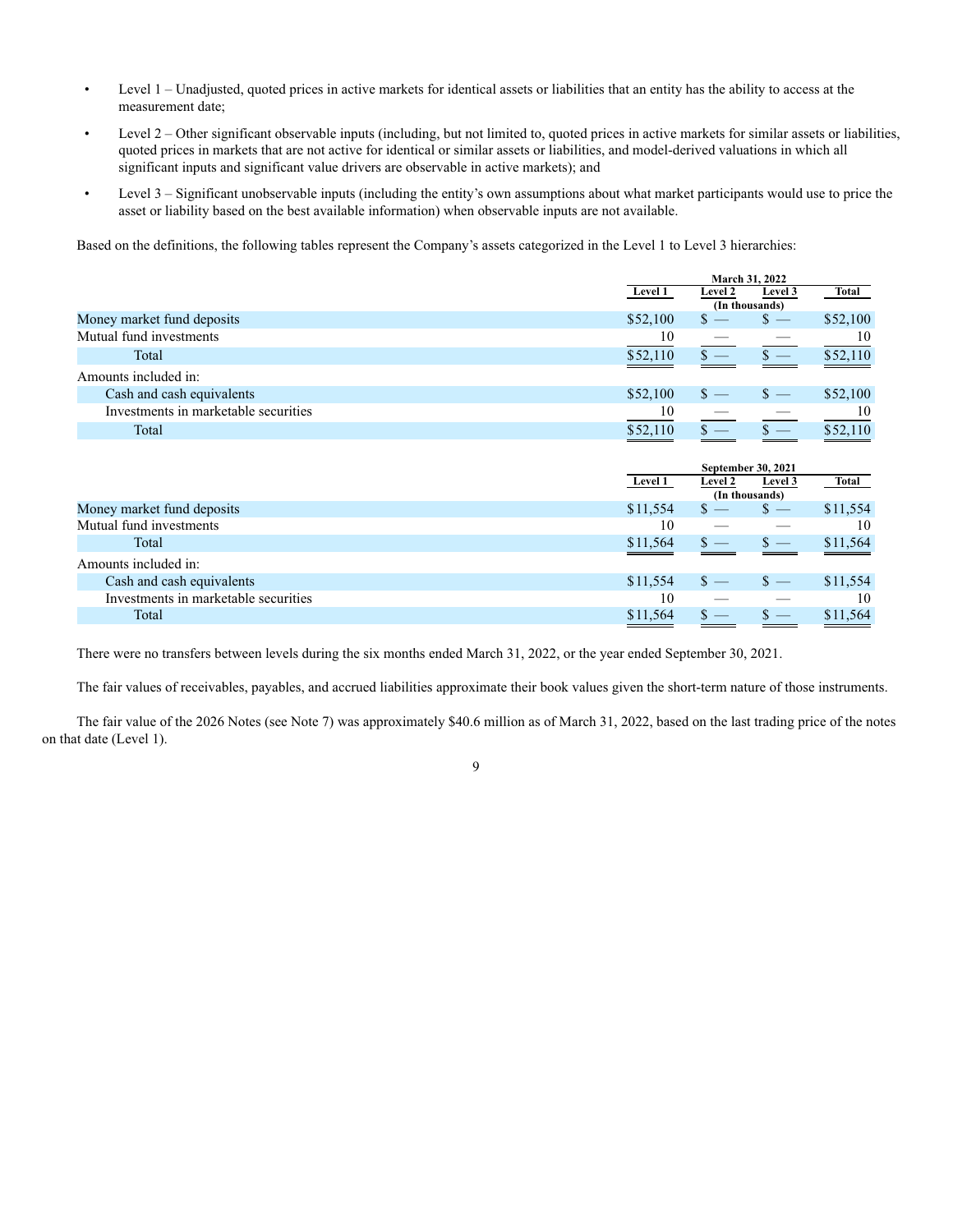- Level 1 – Unadjusted, quoted prices in active markets for identical assets or liabilities that an entity has the ability to access at the measurement date;
- Level 2 – Other significant observable inputs (including, but not limited to, quoted prices in active markets for similar assets or liabilities, quoted prices in markets that are not active for identical or similar assets or liabilities, and model-derived valuations in which all significant inputs and significant value drivers are observable in active markets); and
- Level 3 – Significant unobservable inputs (including the entity's own assumptions about what market participants would use to price the asset or liability based on the best available information) when observable inputs are not available.

Based on the definitions, the following tables represent the Company's assets categorized in the Level 1 to Level 3 hierarchies:

| | March 31, 2022 | | | |
|---|---|---|---|---|
| | Level 1 | Level 2 | Level 3 | Total |
| | (In thousands) | | | |
| Money market fund deposits | $52,100 | $ — | $ — | $52,100 |
| Mutual fund investments | 10 | — | — | 10 |
| Total | $52,110 | $ — | $ — | $52,110 |
| Amounts included in: | | | | |
| Cash and cash equivalents | $52,100 | $ — | $ — | $52,100 |
| Investments in marketable securities | 10 | — | — | 10 |
| Total | $52,110 | $ — | $ — | $52,110 |

| | September 30, 2021 | | | |
|---|---|---|---|---|
| | Level 1 | Level 2 | Level 3 | Total |
| | (In thousands) | | | |
| Money market fund deposits | $11,554 | $ — | $ — | $11,554 |
| Mutual fund investments | 10 | — | — | 10 |
| Total | $11,564 | $ — | $ — | $11,564 |
| Amounts included in: | | | | |
| Cash and cash equivalents | $11,554 | $ — | $ — | $11,554 |
| Investments in marketable securities | 10 | — | — | 10 |
| Total | $11,564 | $ — | $ — | $11,564 |

There were no transfers between levels during the six months ended March 31, 2022, or the year ended September 30, 2021.

The fair values of receivables, payables, and accrued liabilities approximate their book values given the short-term nature of those instruments.

The fair value of the 2026 Notes (see Note 7) was approximately $40.6 million as of March 31, 2022, based on the last trading price of the notes on that date (Level 1).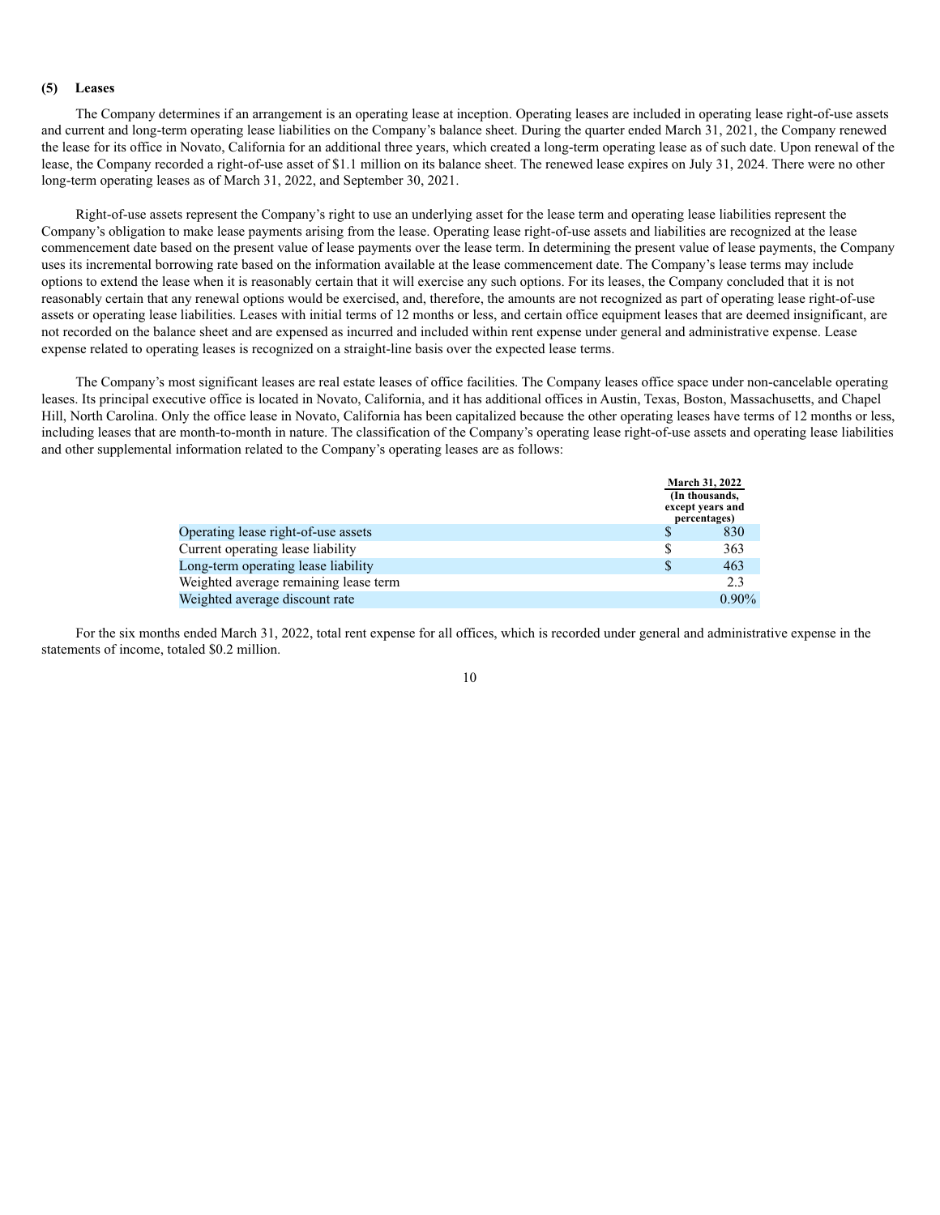### (5) Leases

The Company determines if an arrangement is an operating lease at inception. Operating leases are included in operating lease right-of-use assets and current and long-term operating lease liabilities on the Company's balance sheet. During the quarter ended March 31, 2021, the Company renewed the lease for its office in Novato, California for an additional three years, which created a long-term operating lease as of such date. Upon renewal of the lease, the Company recorded a right-of-use asset of $1.1 million on its balance sheet. The renewed lease expires on July 31, 2024. There were no other long-term operating leases as of March 31, 2022, and September 30, 2021.

Right-of-use assets represent the Company's right to use an underlying asset for the lease term and operating lease liabilities represent the Company's obligation to make lease payments arising from the lease. Operating lease right-of-use assets and liabilities are recognized at the lease commencement date based on the present value of lease payments over the lease term. In determining the present value of lease payments, the Company uses its incremental borrowing rate based on the information available at the lease commencement date. The Company's lease terms may include options to extend the lease when it is reasonably certain that it will exercise any such options. For its leases, the Company concluded that it is not reasonably certain that any renewal options would be exercised, and, therefore, the amounts are not recognized as part of operating lease right-of-use assets or operating lease liabilities. Leases with initial terms of 12 months or less, and certain office equipment leases that are deemed insignificant, are not recorded on the balance sheet and are expensed as incurred and included within rent expense under general and administrative expense. Lease expense related to operating leases is recognized on a straight-line basis over the expected lease terms.

The Company's most significant leases are real estate leases of office facilities. The Company leases office space under non-cancelable operating leases. Its principal executive office is located in Novato, California, and it has additional offices in Austin, Texas, Boston, Massachusetts, and Chapel Hill, North Carolina. Only the office lease in Novato, California has been capitalized because the other operating leases have terms of 12 months or less, including leases that are month-to-month in nature. The classification of the Company's operating lease right-of-use assets and operating lease liabilities and other supplemental information related to the Company's operating leases are as follows:

| | March 31, 2022 (In thousands, except years and percentages) |
|---|---|
| Operating lease right-of-use assets | $ 830 |
| Current operating lease liability | $ 363 |
| Long-term operating lease liability | $ 463 |
| Weighted average remaining lease term | 2.3 |
| Weighted average discount rate | 0.90% |

For the six months ended March 31, 2022, total rent expense for all offices, which is recorded under general and administrative expense in the statements of income, totaled $0.2 million.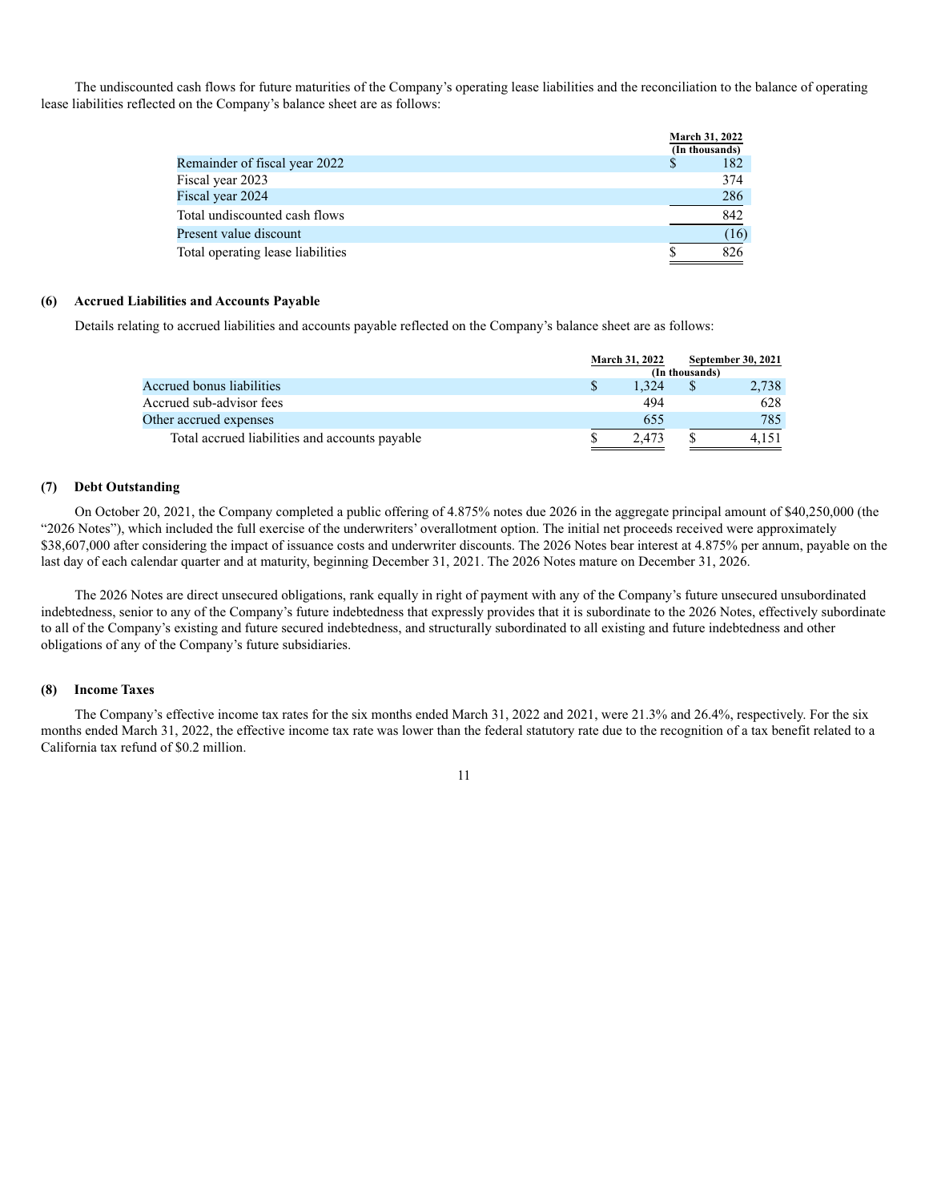The undiscounted cash flows for future maturities of the Company's operating lease liabilities and the reconciliation to the balance of operating lease liabilities reflected on the Company's balance sheet are as follows:

| | March 31, 2022 (In thousands) |
|---|---|
| Remainder of fiscal year 2022 | $ 182 |
| Fiscal year 2023 | 374 |
| Fiscal year 2024 | 286 |
| Total undiscounted cash flows | 842 |
| Present value discount | (16) |
| Total operating lease liabilities | $ 826 |

### (6) Accrued Liabilities and Accounts Payable

Details relating to accrued liabilities and accounts payable reflected on the Company's balance sheet are as follows:

| | March 31, 2022 | September 30, 2021 |
|---|---|---|
| | (In thousands) | |
| Accrued bonus liabilities | $ 1,324 | $ 2,738 |
| Accrued sub-advisor fees | 494 | 628 |
| Other accrued expenses | 655 | 785 |
| Total accrued liabilities and accounts payable | $ 2,473 | $ 4,151 |

### (7) Debt Outstanding

On October 20, 2021, the Company completed a public offering of 4.875% notes due 2026 in the aggregate principal amount of $40,250,000 (the "2026 Notes"), which included the full exercise of the underwriters' overallotment option. The initial net proceeds received were approximately $38,607,000 after considering the impact of issuance costs and underwriter discounts. The 2026 Notes bear interest at 4.875% per annum, payable on the last day of each calendar quarter and at maturity, beginning December 31, 2021. The 2026 Notes mature on December 31, 2026.

The 2026 Notes are direct unsecured obligations, rank equally in right of payment with any of the Company's future unsecured unsubordinated indebtedness, senior to any of the Company's future indebtedness that expressly provides that it is subordinate to the 2026 Notes, effectively subordinate to all of the Company's existing and future secured indebtedness, and structurally subordinated to all existing and future indebtedness and other obligations of any of the Company's future subsidiaries.

### (8) Income Taxes

The Company's effective income tax rates for the six months ended March 31, 2022 and 2021, were 21.3% and 26.4%, respectively. For the six months ended March 31, 2022, the effective income tax rate was lower than the federal statutory rate due to the recognition of a tax benefit related to a California tax refund of $0.2 million.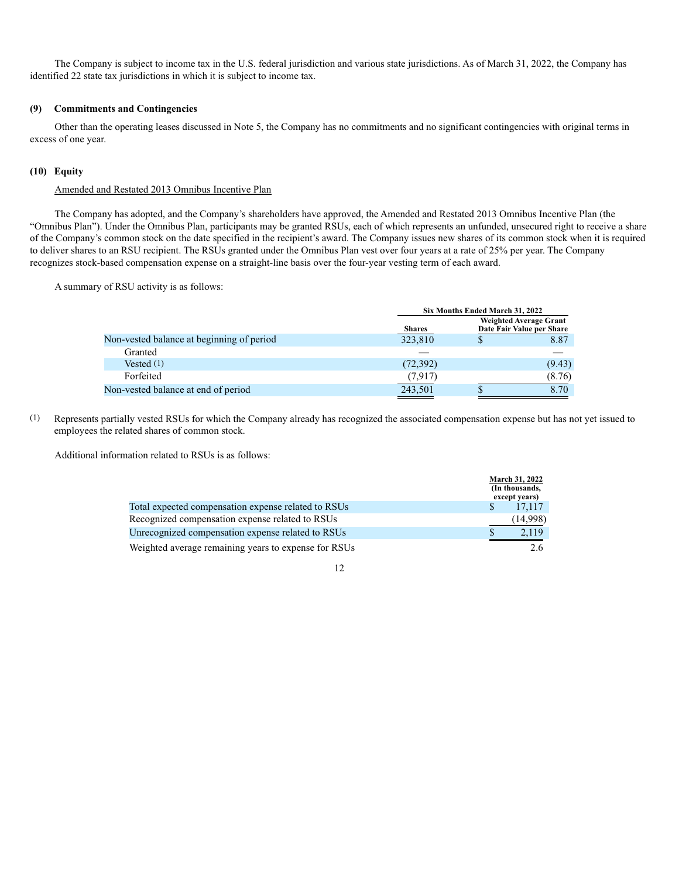The Company is subject to income tax in the U.S. federal jurisdiction and various state jurisdictions. As of March 31, 2022, the Company has identified 22 state tax jurisdictions in which it is subject to income tax.

## (9) Commitments and Contingencies

Other than the operating leases discussed in Note 5, the Company has no commitments and no significant contingencies with original terms in excess of one year.

## (10) Equity

Amended and Restated 2013 Omnibus Incentive Plan

The Company has adopted, and the Company's shareholders have approved, the Amended and Restated 2013 Omnibus Incentive Plan (the "Omnibus Plan"). Under the Omnibus Plan, participants may be granted RSUs, each of which represents an unfunded, unsecured right to receive a share of the Company's common stock on the date specified in the recipient's award. The Company issues new shares of its common stock when it is required to deliver shares to an RSU recipient. The RSUs granted under the Omnibus Plan vest over four years at a rate of 25% per year. The Company recognizes stock-based compensation expense on a straight-line basis over the four-year vesting term of each award.

A summary of RSU activity is as follows:

| | Six Months Ended March 31, 2022 | |
|---|---|---|
| | Shares | Weighted Average Grant Date Fair Value per Share |
| Non-vested balance at beginning of period | 323,810 | $ 8.87 |
| Granted | — | — |
| Vested (1) | (72,392) | (9.43) |
| Forfeited | (7,917) | (8.76) |
| Non-vested balance at end of period | 243,501 | $ 8.70 |

(1) Represents partially vested RSUs for which the Company already has recognized the associated compensation expense but has not yet issued to employees the related shares of common stock.

Additional information related to RSUs is as follows:

| | March 31, 2022 (In thousands, except years) |
|---|---|
| Total expected compensation expense related to RSUs | $ 17,117 |
| Recognized compensation expense related to RSUs | (14,998) |
| Unrecognized compensation expense related to RSUs | $ 2,119 |
| Weighted average remaining years to expense for RSUs | 2.6 |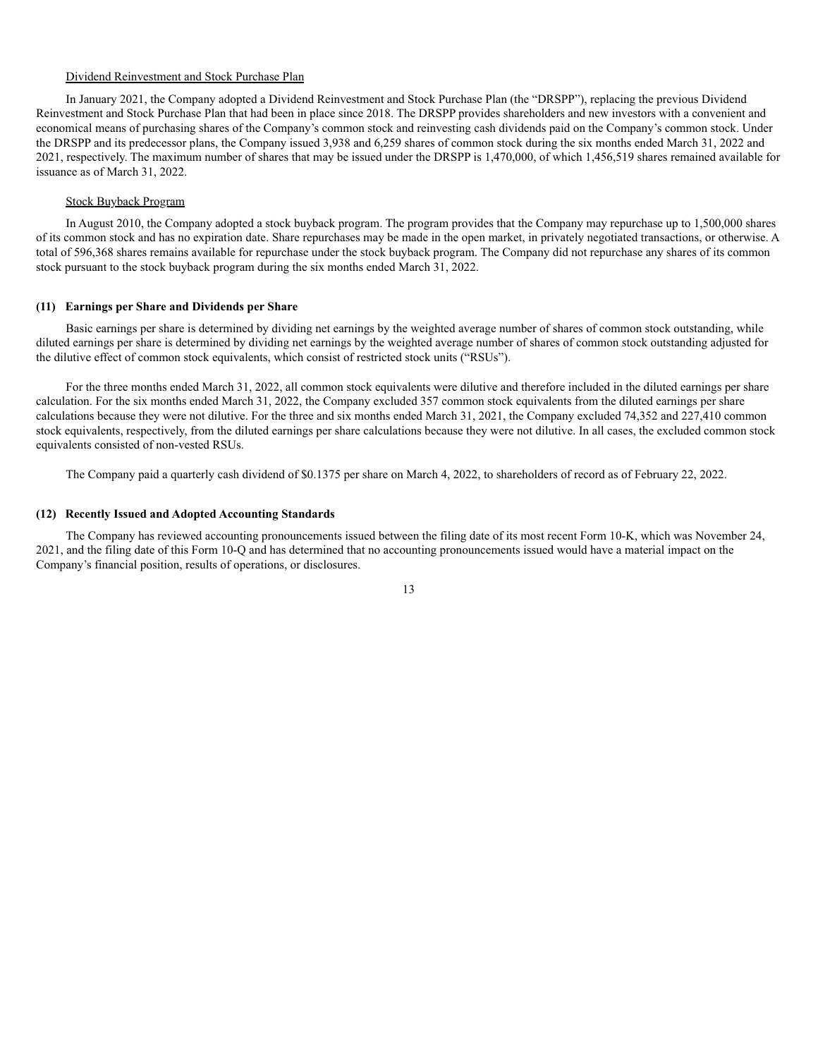Dividend Reinvestment and Stock Purchase Plan

In January 2021, the Company adopted a Dividend Reinvestment and Stock Purchase Plan (the "DRSPP"), replacing the previous Dividend Reinvestment and Stock Purchase Plan that had been in place since 2018. The DRSPP provides shareholders and new investors with a convenient and economical means of purchasing shares of the Company's common stock and reinvesting cash dividends paid on the Company's common stock. Under the DRSPP and its predecessor plans, the Company issued 3,938 and 6,259 shares of common stock during the six months ended March 31, 2022 and 2021, respectively. The maximum number of shares that may be issued under the DRSPP is 1,470,000, of which 1,456,519 shares remained available for issuance as of March 31, 2022.

Stock Buyback Program

In August 2010, the Company adopted a stock buyback program. The program provides that the Company may repurchase up to 1,500,000 shares of its common stock and has no expiration date. Share repurchases may be made in the open market, in privately negotiated transactions, or otherwise. A total of 596,368 shares remains available for repurchase under the stock buyback program. The Company did not repurchase any shares of its common stock pursuant to the stock buyback program during the six months ended March 31, 2022.

**(11) Earnings per Share and Dividends per Share**

Basic earnings per share is determined by dividing net earnings by the weighted average number of shares of common stock outstanding, while diluted earnings per share is determined by dividing net earnings by the weighted average number of shares of common stock outstanding adjusted for the dilutive effect of common stock equivalents, which consist of restricted stock units ("RSUs").

For the three months ended March 31, 2022, all common stock equivalents were dilutive and therefore included in the diluted earnings per share calculation. For the six months ended March 31, 2022, the Company excluded 357 common stock equivalents from the diluted earnings per share calculations because they were not dilutive. For the three and six months ended March 31, 2021, the Company excluded 74,352 and 227,410 common stock equivalents, respectively, from the diluted earnings per share calculations because they were not dilutive. In all cases, the excluded common stock equivalents consisted of non-vested RSUs.

The Company paid a quarterly cash dividend of $0.1375 per share on March 4, 2022, to shareholders of record as of February 22, 2022.

**(12) Recently Issued and Adopted Accounting Standards**

The Company has reviewed accounting pronouncements issued between the filing date of its most recent Form 10-K, which was November 24, 2021, and the filing date of this Form 10-Q and has determined that no accounting pronouncements issued would have a material impact on the Company's financial position, results of operations, or disclosures.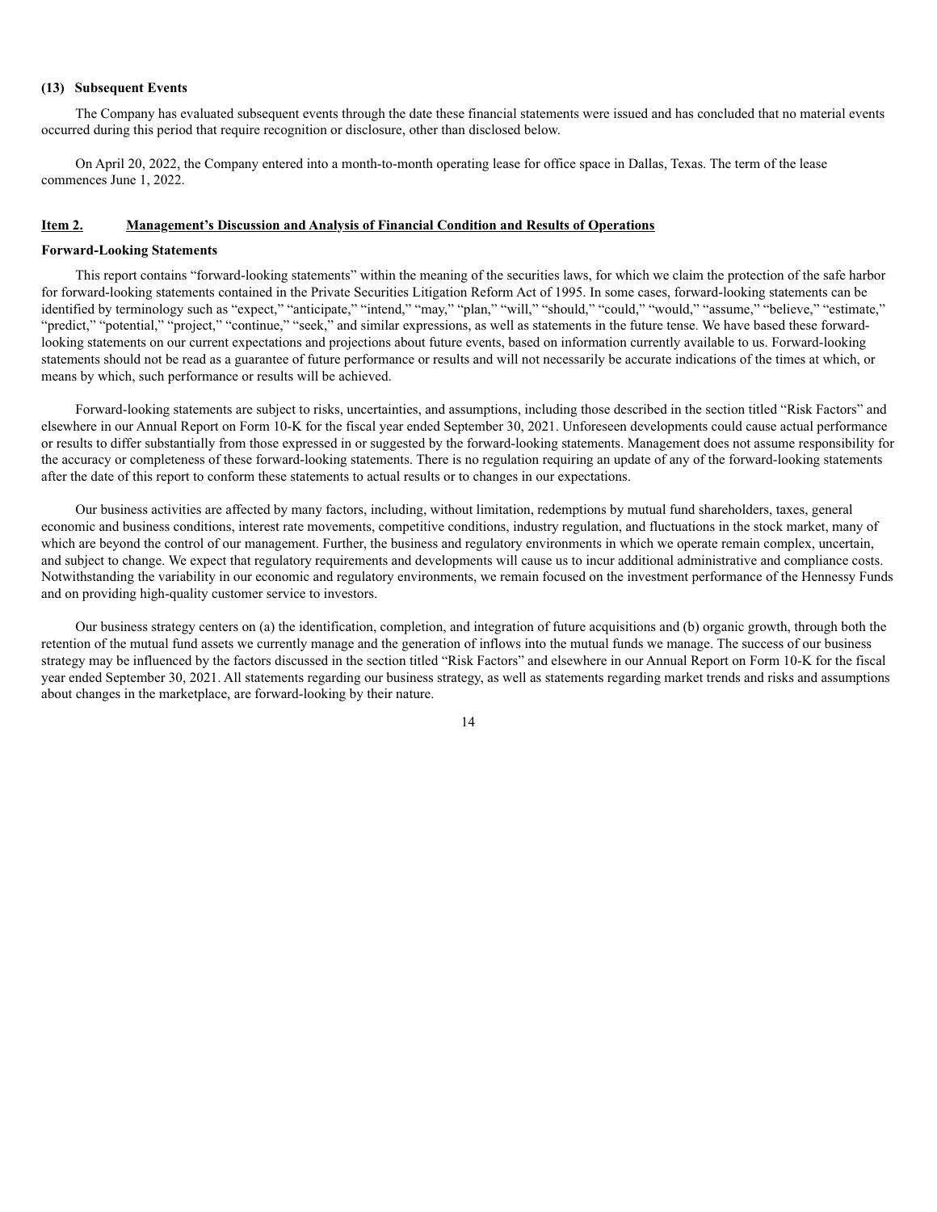**(13) Subsequent Events**

The Company has evaluated subsequent events through the date these financial statements were issued and has concluded that no material events occurred during this period that require recognition or disclosure, other than disclosed below.

On April 20, 2022, the Company entered into a month-to-month operating lease for office space in Dallas, Texas. The term of the lease commences June 1, 2022.

## Item 2. Management's Discussion and Analysis of Financial Condition and Results of Operations

**Forward-Looking Statements**

This report contains "forward-looking statements" within the meaning of the securities laws, for which we claim the protection of the safe harbor for forward-looking statements contained in the Private Securities Litigation Reform Act of 1995. In some cases, forward-looking statements can be identified by terminology such as "expect," "anticipate," "intend," "may," "plan," "will," "should," "could," "would," "assume," "believe," "estimate," "predict," "potential," "project," "continue," "seek," and similar expressions, as well as statements in the future tense. We have based these forward-looking statements on our current expectations and projections about future events, based on information currently available to us. Forward-looking statements should not be read as a guarantee of future performance or results and will not necessarily be accurate indications of the times at which, or means by which, such performance or results will be achieved.

Forward-looking statements are subject to risks, uncertainties, and assumptions, including those described in the section titled "Risk Factors" and elsewhere in our Annual Report on Form 10-K for the fiscal year ended September 30, 2021. Unforeseen developments could cause actual performance or results to differ substantially from those expressed in or suggested by the forward-looking statements. Management does not assume responsibility for the accuracy or completeness of these forward-looking statements. There is no regulation requiring an update of any of the forward-looking statements after the date of this report to conform these statements to actual results or to changes in our expectations.

Our business activities are affected by many factors, including, without limitation, redemptions by mutual fund shareholders, taxes, general economic and business conditions, interest rate movements, competitive conditions, industry regulation, and fluctuations in the stock market, many of which are beyond the control of our management. Further, the business and regulatory environments in which we operate remain complex, uncertain, and subject to change. We expect that regulatory requirements and developments will cause us to incur additional administrative and compliance costs. Notwithstanding the variability in our economic and regulatory environments, we remain focused on the investment performance of the Hennessy Funds and on providing high-quality customer service to investors.

Our business strategy centers on (a) the identification, completion, and integration of future acquisitions and (b) organic growth, through both the retention of the mutual fund assets we currently manage and the generation of inflows into the mutual funds we manage. The success of our business strategy may be influenced by the factors discussed in the section titled "Risk Factors" and elsewhere in our Annual Report on Form 10-K for the fiscal year ended September 30, 2021. All statements regarding our business strategy, as well as statements regarding market trends and risks and assumptions about changes in the marketplace, are forward-looking by their nature.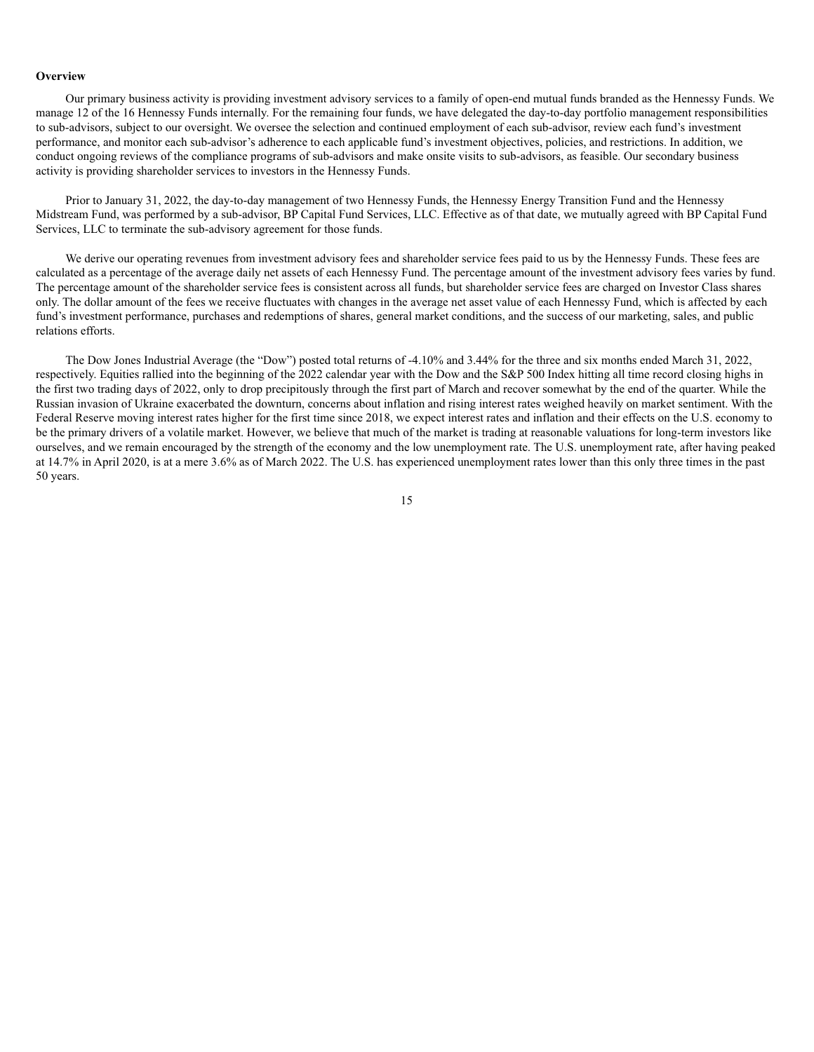**Overview**

Our primary business activity is providing investment advisory services to a family of open-end mutual funds branded as the Hennessy Funds. We manage 12 of the 16 Hennessy Funds internally. For the remaining four funds, we have delegated the day-to-day portfolio management responsibilities to sub-advisors, subject to our oversight. We oversee the selection and continued employment of each sub-advisor, review each fund's investment performance, and monitor each sub-advisor's adherence to each applicable fund's investment objectives, policies, and restrictions. In addition, we conduct ongoing reviews of the compliance programs of sub-advisors and make onsite visits to sub-advisors, as feasible. Our secondary business activity is providing shareholder services to investors in the Hennessy Funds.

Prior to January 31, 2022, the day-to-day management of two Hennessy Funds, the Hennessy Energy Transition Fund and the Hennessy Midstream Fund, was performed by a sub-advisor, BP Capital Fund Services, LLC. Effective as of that date, we mutually agreed with BP Capital Fund Services, LLC to terminate the sub-advisory agreement for those funds.

We derive our operating revenues from investment advisory fees and shareholder service fees paid to us by the Hennessy Funds. These fees are calculated as a percentage of the average daily net assets of each Hennessy Fund. The percentage amount of the investment advisory fees varies by fund. The percentage amount of the shareholder service fees is consistent across all funds, but shareholder service fees are charged on Investor Class shares only. The dollar amount of the fees we receive fluctuates with changes in the average net asset value of each Hennessy Fund, which is affected by each fund's investment performance, purchases and redemptions of shares, general market conditions, and the success of our marketing, sales, and public relations efforts.

The Dow Jones Industrial Average (the "Dow") posted total returns of -4.10% and 3.44% for the three and six months ended March 31, 2022, respectively. Equities rallied into the beginning of the 2022 calendar year with the Dow and the S&P 500 Index hitting all time record closing highs in the first two trading days of 2022, only to drop precipitously through the first part of March and recover somewhat by the end of the quarter. While the Russian invasion of Ukraine exacerbated the downturn, concerns about inflation and rising interest rates weighed heavily on market sentiment. With the Federal Reserve moving interest rates higher for the first time since 2018, we expect interest rates and inflation and their effects on the U.S. economy to be the primary drivers of a volatile market. However, we believe that much of the market is trading at reasonable valuations for long-term investors like ourselves, and we remain encouraged by the strength of the economy and the low unemployment rate. The U.S. unemployment rate, after having peaked at 14.7% in April 2020, is at a mere 3.6% as of March 2022. The U.S. has experienced unemployment rates lower than this only three times in the past 50 years.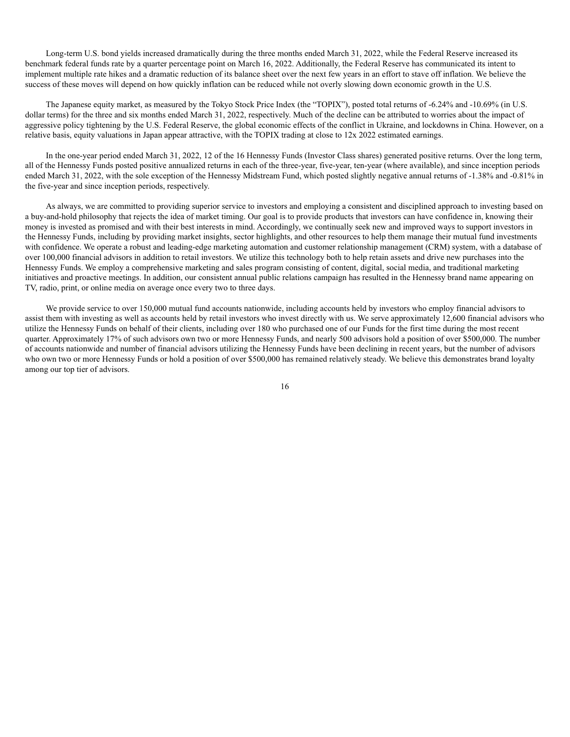Long-term U.S. bond yields increased dramatically during the three months ended March 31, 2022, while the Federal Reserve increased its benchmark federal funds rate by a quarter percentage point on March 16, 2022. Additionally, the Federal Reserve has communicated its intent to implement multiple rate hikes and a dramatic reduction of its balance sheet over the next few years in an effort to stave off inflation. We believe the success of these moves will depend on how quickly inflation can be reduced while not overly slowing down economic growth in the U.S.

The Japanese equity market, as measured by the Tokyo Stock Price Index (the "TOPIX"), posted total returns of -6.24% and -10.69% (in U.S. dollar terms) for the three and six months ended March 31, 2022, respectively. Much of the decline can be attributed to worries about the impact of aggressive policy tightening by the U.S. Federal Reserve, the global economic effects of the conflict in Ukraine, and lockdowns in China. However, on a relative basis, equity valuations in Japan appear attractive, with the TOPIX trading at close to 12x 2022 estimated earnings.

In the one-year period ended March 31, 2022, 12 of the 16 Hennessy Funds (Investor Class shares) generated positive returns. Over the long term, all of the Hennessy Funds posted positive annualized returns in each of the three-year, five-year, ten-year (where available), and since inception periods ended March 31, 2022, with the sole exception of the Hennessy Midstream Fund, which posted slightly negative annual returns of -1.38% and -0.81% in the five-year and since inception periods, respectively.

As always, we are committed to providing superior service to investors and employing a consistent and disciplined approach to investing based on a buy-and-hold philosophy that rejects the idea of market timing. Our goal is to provide products that investors can have confidence in, knowing their money is invested as promised and with their best interests in mind. Accordingly, we continually seek new and improved ways to support investors in the Hennessy Funds, including by providing market insights, sector highlights, and other resources to help them manage their mutual fund investments with confidence. We operate a robust and leading-edge marketing automation and customer relationship management (CRM) system, with a database of over 100,000 financial advisors in addition to retail investors. We utilize this technology both to help retain assets and drive new purchases into the Hennessy Funds. We employ a comprehensive marketing and sales program consisting of content, digital, social media, and traditional marketing initiatives and proactive meetings. In addition, our consistent annual public relations campaign has resulted in the Hennessy brand name appearing on TV, radio, print, or online media on average once every two to three days.

We provide service to over 150,000 mutual fund accounts nationwide, including accounts held by investors who employ financial advisors to assist them with investing as well as accounts held by retail investors who invest directly with us. We serve approximately 12,600 financial advisors who utilize the Hennessy Funds on behalf of their clients, including over 180 who purchased one of our Funds for the first time during the most recent quarter. Approximately 17% of such advisors own two or more Hennessy Funds, and nearly 500 advisors hold a position of over $500,000. The number of accounts nationwide and number of financial advisors utilizing the Hennessy Funds have been declining in recent years, but the number of advisors who own two or more Hennessy Funds or hold a position of over $500,000 has remained relatively steady. We believe this demonstrates brand loyalty among our top tier of advisors.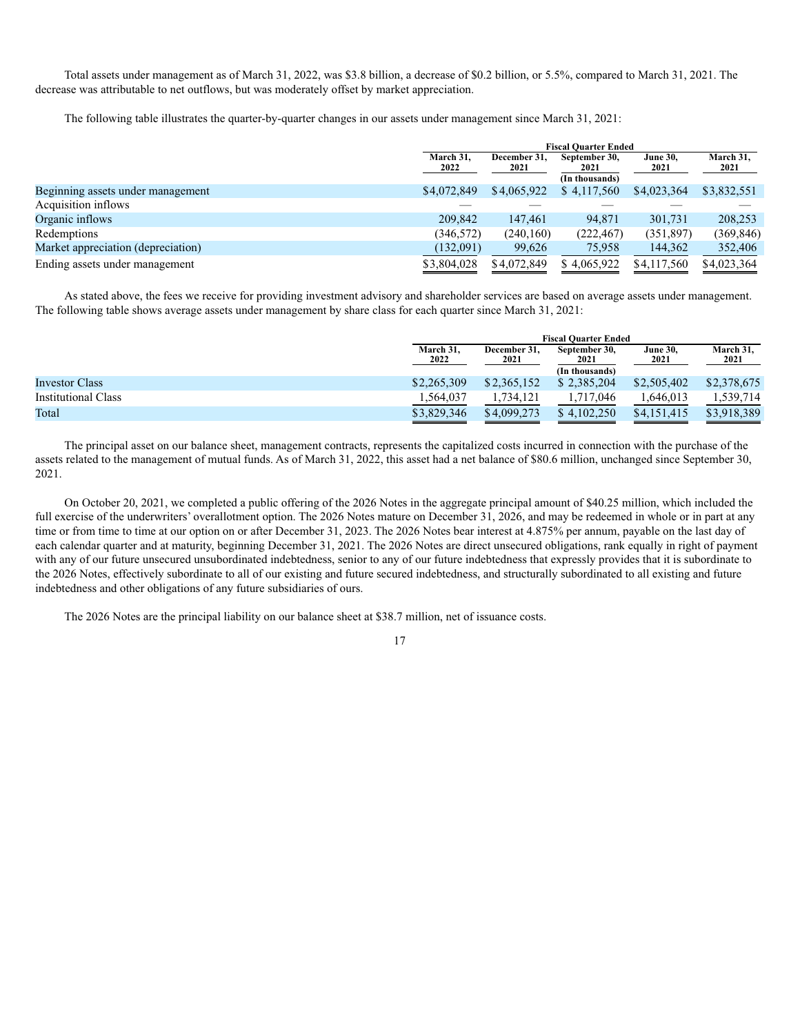Total assets under management as of March 31, 2022, was $3.8 billion, a decrease of $0.2 billion, or 5.5%, compared to March 31, 2021. The decrease was attributable to net outflows, but was moderately offset by market appreciation.

The following table illustrates the quarter-by-quarter changes in our assets under management since March 31, 2021:

| | Fiscal Quarter Ended | | | | |
|---|---|---|---|---|---|
| | March 31, 2022 | December 31, 2021 | September 30, 2021 | June 30, 2021 | March 31, 2021 |
| | | | (In thousands) | | |
| Beginning assets under management | $4,072,849 | $4,065,922 | $ 4,117,560 | $4,023,364 | $3,832,551 |
| Acquisition inflows | — | — | — | — | — |
| Organic inflows | 209,842 | 147,461 | 94,871 | 301,731 | 208,253 |
| Redemptions | (346,572) | (240,160) | (222,467) | (351,897) | (369,846) |
| Market appreciation (depreciation) | (132,091) | 99,626 | 75,958 | 144,362 | 352,406 |
| Ending assets under management | $3,804,028 | $4,072,849 | $ 4,065,922 | $4,117,560 | $4,023,364 |

As stated above, the fees we receive for providing investment advisory and shareholder services are based on average assets under management. The following table shows average assets under management by share class for each quarter since March 31, 2021:

| | Fiscal Quarter Ended | | | | |
|---|---|---|---|---|---|
| | March 31, 2022 | December 31, 2021 | September 30, 2021 | June 30, 2021 | March 31, 2021 |
| | | | (In thousands) | | |
| Investor Class | $2,265,309 | $2,365,152 | $ 2,385,204 | $2,505,402 | $2,378,675 |
| Institutional Class | 1,564,037 | 1,734,121 | 1,717,046 | 1,646,013 | 1,539,714 |
| Total | $3,829,346 | $4,099,273 | $ 4,102,250 | $4,151,415 | $3,918,389 |

The principal asset on our balance sheet, management contracts, represents the capitalized costs incurred in connection with the purchase of the assets related to the management of mutual funds. As of March 31, 2022, this asset had a net balance of $80.6 million, unchanged since September 30, 2021.

On October 20, 2021, we completed a public offering of the 2026 Notes in the aggregate principal amount of $40.25 million, which included the full exercise of the underwriters' overallotment option. The 2026 Notes mature on December 31, 2026, and may be redeemed in whole or in part at any time or from time to time at our option on or after December 31, 2023. The 2026 Notes bear interest at 4.875% per annum, payable on the last day of each calendar quarter and at maturity, beginning December 31, 2021. The 2026 Notes are direct unsecured obligations, rank equally in right of payment with any of our future unsecured unsubordinated indebtedness, senior to any of our future indebtedness that expressly provides that it is subordinate to the 2026 Notes, effectively subordinate to all of our existing and future secured indebtedness, and structurally subordinated to all existing and future indebtedness and other obligations of any future subsidiaries of ours.

The 2026 Notes are the principal liability on our balance sheet at $38.7 million, net of issuance costs.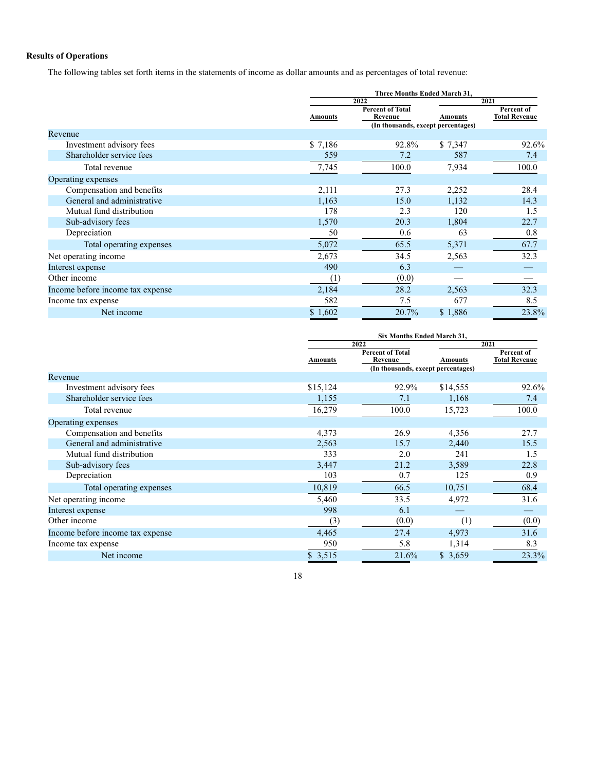## Results of Operations

The following tables set forth items in the statements of income as dollar amounts and as percentages of total revenue:

| | Three Months Ended March 31, | | | |
|---|---|---|---|---|
| | 2022 | | 2021 | |
| | Amounts | Percent of Total Revenue | Amounts | Percent of Total Revenue |
| | (In thousands, except percentages) | | | |
| Revenue | | | | |
| Investment advisory fees | $ 7,186 | 92.8% | $ 7,347 | 92.6% |
| Shareholder service fees | 559 | 7.2 | 587 | 7.4 |
| Total revenue | 7,745 | 100.0 | 7,934 | 100.0 |
| Operating expenses | | | | |
| Compensation and benefits | 2,111 | 27.3 | 2,252 | 28.4 |
| General and administrative | 1,163 | 15.0 | 1,132 | 14.3 |
| Mutual fund distribution | 178 | 2.3 | 120 | 1.5 |
| Sub-advisory fees | 1,570 | 20.3 | 1,804 | 22.7 |
| Depreciation | 50 | 0.6 | 63 | 0.8 |
| Total operating expenses | 5,072 | 65.5 | 5,371 | 67.7 |
| Net operating income | 2,673 | 34.5 | 2,563 | 32.3 |
| Interest expense | 490 | 6.3 | — | — |
| Other income | (1) | (0.0) | — | — |
| Income before income tax expense | 2,184 | 28.2 | 2,563 | 32.3 |
| Income tax expense | 582 | 7.5 | 677 | 8.5 |
| Net income | $ 1,602 | 20.7% | $ 1,886 | 23.8% |

| | Six Months Ended March 31, | | | |
|---|---|---|---|---|
| | 2022 | | 2021 | |
| | Amounts | Percent of Total Revenue | Amounts | Percent of Total Revenue |
| | (In thousands, except percentages) | | | |
| Revenue | | | | |
| Investment advisory fees | $15,124 | 92.9% | $14,555 | 92.6% |
| Shareholder service fees | 1,155 | 7.1 | 1,168 | 7.4 |
| Total revenue | 16,279 | 100.0 | 15,723 | 100.0 |
| Operating expenses | | | | |
| Compensation and benefits | 4,373 | 26.9 | 4,356 | 27.7 |
| General and administrative | 2,563 | 15.7 | 2,440 | 15.5 |
| Mutual fund distribution | 333 | 2.0 | 241 | 1.5 |
| Sub-advisory fees | 3,447 | 21.2 | 3,589 | 22.8 |
| Depreciation | 103 | 0.7 | 125 | 0.9 |
| Total operating expenses | 10,819 | 66.5 | 10,751 | 68.4 |
| Net operating income | 5,460 | 33.5 | 4,972 | 31.6 |
| Interest expense | 998 | 6.1 | — | — |
| Other income | (3) | (0.0) | (1) | (0.0) |
| Income before income tax expense | 4,465 | 27.4 | 4,973 | 31.6 |
| Income tax expense | 950 | 5.8 | 1,314 | 8.3 |
| Net income | $ 3,515 | 21.6% | $ 3,659 | 23.3% |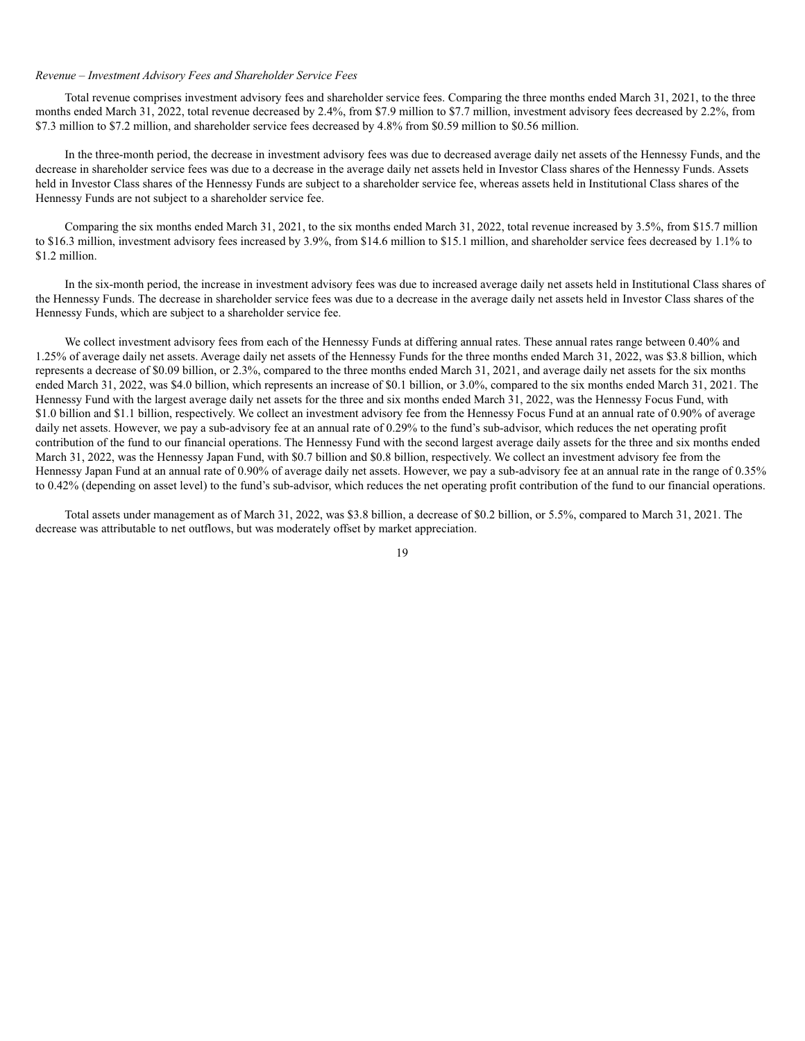*Revenue – Investment Advisory Fees and Shareholder Service Fees*

Total revenue comprises investment advisory fees and shareholder service fees. Comparing the three months ended March 31, 2021, to the three months ended March 31, 2022, total revenue decreased by 2.4%, from $7.9 million to $7.7 million, investment advisory fees decreased by 2.2%, from $7.3 million to $7.2 million, and shareholder service fees decreased by 4.8% from $0.59 million to $0.56 million.

In the three-month period, the decrease in investment advisory fees was due to decreased average daily net assets of the Hennessy Funds, and the decrease in shareholder service fees was due to a decrease in the average daily net assets held in Investor Class shares of the Hennessy Funds. Assets held in Investor Class shares of the Hennessy Funds are subject to a shareholder service fee, whereas assets held in Institutional Class shares of the Hennessy Funds are not subject to a shareholder service fee.

Comparing the six months ended March 31, 2021, to the six months ended March 31, 2022, total revenue increased by 3.5%, from $15.7 million to $16.3 million, investment advisory fees increased by 3.9%, from $14.6 million to $15.1 million, and shareholder service fees decreased by 1.1% to $1.2 million.

In the six-month period, the increase in investment advisory fees was due to increased average daily net assets held in Institutional Class shares of the Hennessy Funds. The decrease in shareholder service fees was due to a decrease in the average daily net assets held in Investor Class shares of the Hennessy Funds, which are subject to a shareholder service fee.

We collect investment advisory fees from each of the Hennessy Funds at differing annual rates. These annual rates range between 0.40% and 1.25% of average daily net assets. Average daily net assets of the Hennessy Funds for the three months ended March 31, 2022, was $3.8 billion, which represents a decrease of $0.09 billion, or 2.3%, compared to the three months ended March 31, 2021, and average daily net assets for the six months ended March 31, 2022, was $4.0 billion, which represents an increase of $0.1 billion, or 3.0%, compared to the six months ended March 31, 2021. The Hennessy Fund with the largest average daily net assets for the three and six months ended March 31, 2022, was the Hennessy Focus Fund, with $1.0 billion and $1.1 billion, respectively. We collect an investment advisory fee from the Hennessy Focus Fund at an annual rate of 0.90% of average daily net assets. However, we pay a sub-advisory fee at an annual rate of 0.29% to the fund's sub-advisor, which reduces the net operating profit contribution of the fund to our financial operations. The Hennessy Fund with the second largest average daily assets for the three and six months ended March 31, 2022, was the Hennessy Japan Fund, with $0.7 billion and $0.8 billion, respectively. We collect an investment advisory fee from the Hennessy Japan Fund at an annual rate of 0.90% of average daily net assets. However, we pay a sub-advisory fee at an annual rate in the range of 0.35% to 0.42% (depending on asset level) to the fund's sub-advisor, which reduces the net operating profit contribution of the fund to our financial operations.

Total assets under management as of March 31, 2022, was $3.8 billion, a decrease of $0.2 billion, or 5.5%, compared to March 31, 2021. The decrease was attributable to net outflows, but was moderately offset by market appreciation.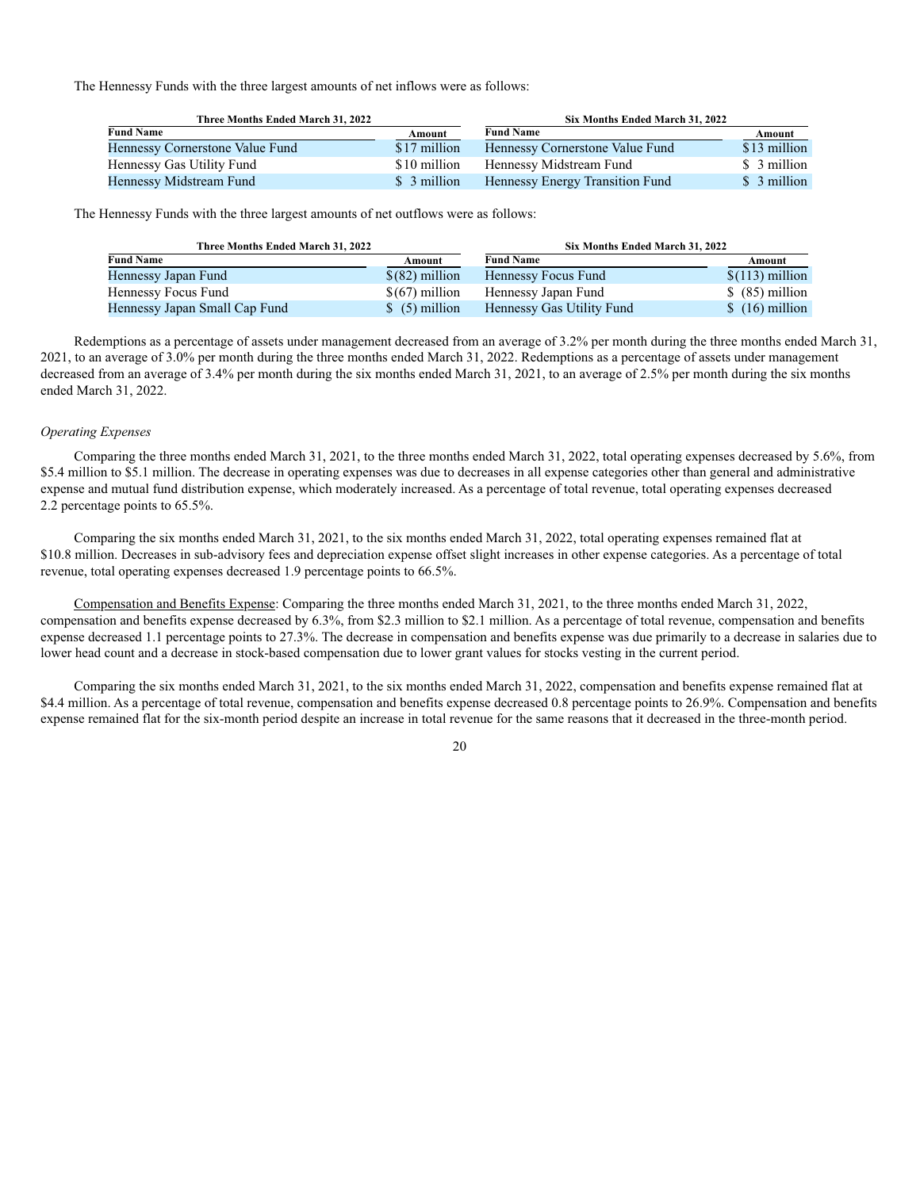The Hennessy Funds with the three largest amounts of net inflows were as follows:

| Three Months Ended March 31, 2022 | | Six Months Ended March 31, 2022 | |
|---|---|---|---|
| **Fund Name** | **Amount** | **Fund Name** | **Amount** |
| Hennessy Cornerstone Value Fund | $17 million | Hennessy Cornerstone Value Fund | $13 million |
| Hennessy Gas Utility Fund | $10 million | Hennessy Midstream Fund | $ 3 million |
| Hennessy Midstream Fund | $ 3 million | Hennessy Energy Transition Fund | $ 3 million |

The Hennessy Funds with the three largest amounts of net outflows were as follows:

| Three Months Ended March 31, 2022 | | Six Months Ended March 31, 2022 | |
|---|---|---|---|
| **Fund Name** | **Amount** | **Fund Name** | **Amount** |
| Hennessy Japan Fund | $(82) million | Hennessy Focus Fund | $(113) million |
| Hennessy Focus Fund | $(67) million | Hennessy Japan Fund | $ (85) million |
| Hennessy Japan Small Cap Fund | $ (5) million | Hennessy Gas Utility Fund | $ (16) million |

Redemptions as a percentage of assets under management decreased from an average of 3.2% per month during the three months ended March 31, 2021, to an average of 3.0% per month during the three months ended March 31, 2022. Redemptions as a percentage of assets under management decreased from an average of 3.4% per month during the six months ended March 31, 2021, to an average of 2.5% per month during the six months ended March 31, 2022.

*Operating Expenses*

Comparing the three months ended March 31, 2021, to the three months ended March 31, 2022, total operating expenses decreased by 5.6%, from $5.4 million to $5.1 million. The decrease in operating expenses was due to decreases in all expense categories other than general and administrative expense and mutual fund distribution expense, which moderately increased. As a percentage of total revenue, total operating expenses decreased 2.2 percentage points to 65.5%.

Comparing the six months ended March 31, 2021, to the six months ended March 31, 2022, total operating expenses remained flat at $10.8 million. Decreases in sub-advisory fees and depreciation expense offset slight increases in other expense categories. As a percentage of total revenue, total operating expenses decreased 1.9 percentage points to 66.5%.

Compensation and Benefits Expense: Comparing the three months ended March 31, 2021, to the three months ended March 31, 2022, compensation and benefits expense decreased by 6.3%, from $2.3 million to $2.1 million. As a percentage of total revenue, compensation and benefits expense decreased 1.1 percentage points to 27.3%. The decrease in compensation and benefits expense was due primarily to a decrease in salaries due to lower head count and a decrease in stock-based compensation due to lower grant values for stocks vesting in the current period.

Comparing the six months ended March 31, 2021, to the six months ended March 31, 2022, compensation and benefits expense remained flat at $4.4 million. As a percentage of total revenue, compensation and benefits expense decreased 0.8 percentage points to 26.9%. Compensation and benefits expense remained flat for the six-month period despite an increase in total revenue for the same reasons that it decreased in the three-month period.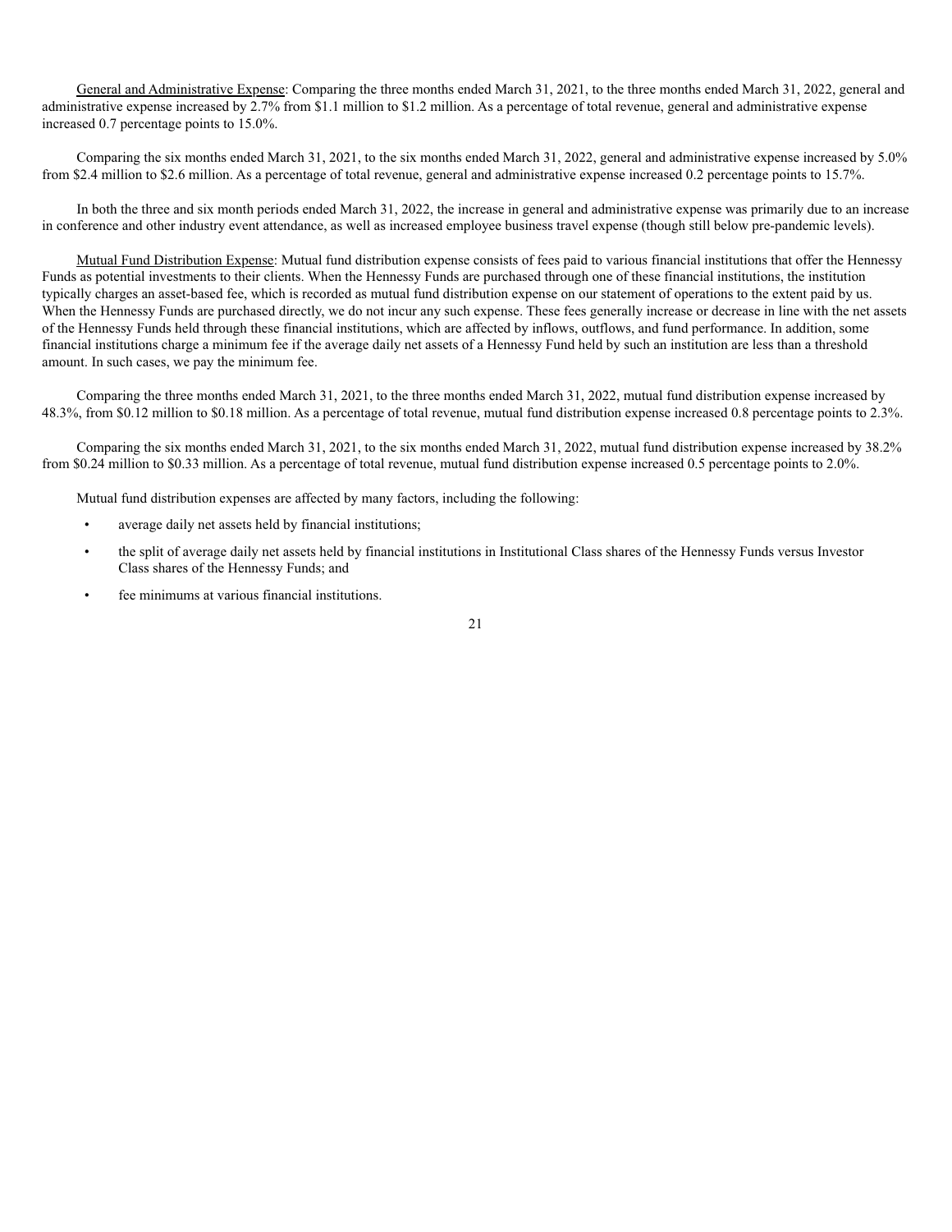<u>General and Administrative Expense</u>: Comparing the three months ended March 31, 2021, to the three months ended March 31, 2022, general and administrative expense increased by 2.7% from $1.1 million to $1.2 million. As a percentage of total revenue, general and administrative expense increased 0.7 percentage points to 15.0%.

Comparing the six months ended March 31, 2021, to the six months ended March 31, 2022, general and administrative expense increased by 5.0% from $2.4 million to $2.6 million. As a percentage of total revenue, general and administrative expense increased 0.2 percentage points to 15.7%.

In both the three and six month periods ended March 31, 2022, the increase in general and administrative expense was primarily due to an increase in conference and other industry event attendance, as well as increased employee business travel expense (though still below pre-pandemic levels).

<u>Mutual Fund Distribution Expense</u>: Mutual fund distribution expense consists of fees paid to various financial institutions that offer the Hennessy Funds as potential investments to their clients. When the Hennessy Funds are purchased through one of these financial institutions, the institution typically charges an asset-based fee, which is recorded as mutual fund distribution expense on our statement of operations to the extent paid by us. When the Hennessy Funds are purchased directly, we do not incur any such expense. These fees generally increase or decrease in line with the net assets of the Hennessy Funds held through these financial institutions, which are affected by inflows, outflows, and fund performance. In addition, some financial institutions charge a minimum fee if the average daily net assets of a Hennessy Fund held by such an institution are less than a threshold amount. In such cases, we pay the minimum fee.

Comparing the three months ended March 31, 2021, to the three months ended March 31, 2022, mutual fund distribution expense increased by 48.3%, from $0.12 million to $0.18 million. As a percentage of total revenue, mutual fund distribution expense increased 0.8 percentage points to 2.3%.

Comparing the six months ended March 31, 2021, to the six months ended March 31, 2022, mutual fund distribution expense increased by 38.2% from $0.24 million to $0.33 million. As a percentage of total revenue, mutual fund distribution expense increased 0.5 percentage points to 2.0%.

Mutual fund distribution expenses are affected by many factors, including the following:

- average daily net assets held by financial institutions;
- the split of average daily net assets held by financial institutions in Institutional Class shares of the Hennessy Funds versus Investor Class shares of the Hennessy Funds; and
- fee minimums at various financial institutions.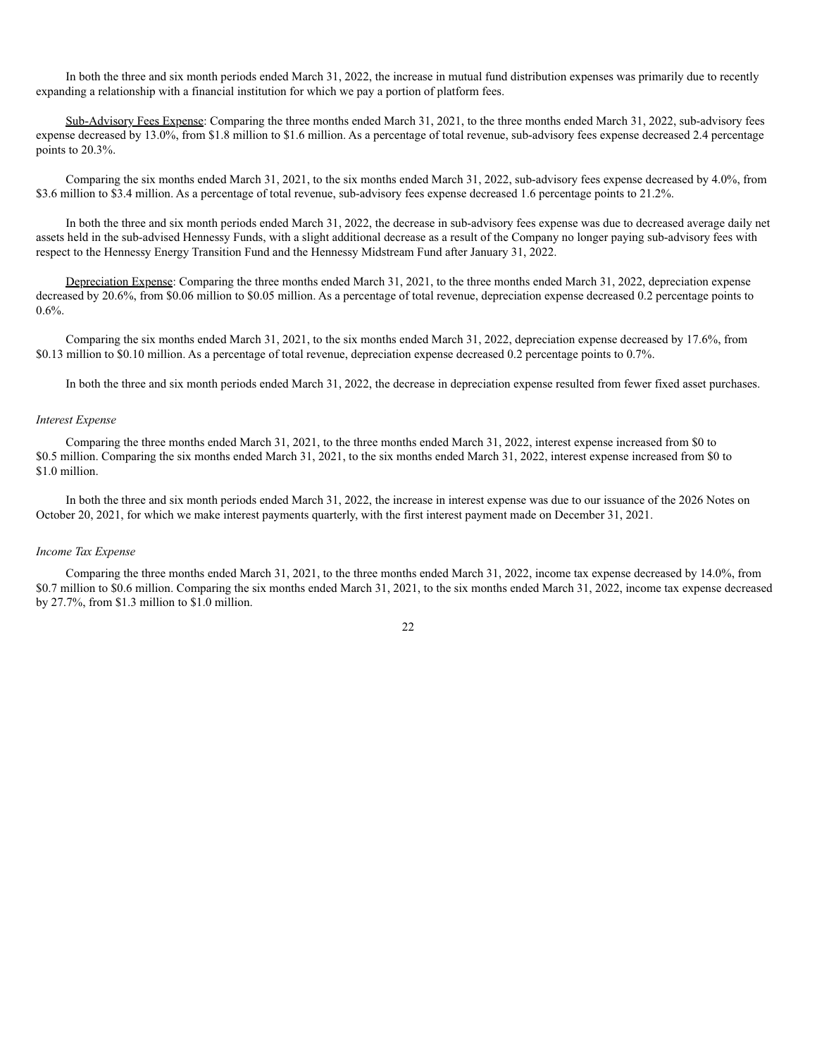In both the three and six month periods ended March 31, 2022, the increase in mutual fund distribution expenses was primarily due to recently expanding a relationship with a financial institution for which we pay a portion of platform fees.

Sub-Advisory Fees Expense: Comparing the three months ended March 31, 2021, to the three months ended March 31, 2022, sub-advisory fees expense decreased by 13.0%, from $1.8 million to $1.6 million. As a percentage of total revenue, sub-advisory fees expense decreased 2.4 percentage points to 20.3%.

Comparing the six months ended March 31, 2021, to the six months ended March 31, 2022, sub-advisory fees expense decreased by 4.0%, from $3.6 million to $3.4 million. As a percentage of total revenue, sub-advisory fees expense decreased 1.6 percentage points to 21.2%.

In both the three and six month periods ended March 31, 2022, the decrease in sub-advisory fees expense was due to decreased average daily net assets held in the sub-advised Hennessy Funds, with a slight additional decrease as a result of the Company no longer paying sub-advisory fees with respect to the Hennessy Energy Transition Fund and the Hennessy Midstream Fund after January 31, 2022.

Depreciation Expense: Comparing the three months ended March 31, 2021, to the three months ended March 31, 2022, depreciation expense decreased by 20.6%, from $0.06 million to $0.05 million. As a percentage of total revenue, depreciation expense decreased 0.2 percentage points to 0.6%.

Comparing the six months ended March 31, 2021, to the six months ended March 31, 2022, depreciation expense decreased by 17.6%, from $0.13 million to $0.10 million. As a percentage of total revenue, depreciation expense decreased 0.2 percentage points to 0.7%.

In both the three and six month periods ended March 31, 2022, the decrease in depreciation expense resulted from fewer fixed asset purchases.

*Interest Expense*

Comparing the three months ended March 31, 2021, to the three months ended March 31, 2022, interest expense increased from $0 to $0.5 million. Comparing the six months ended March 31, 2021, to the six months ended March 31, 2022, interest expense increased from $0 to $1.0 million.

In both the three and six month periods ended March 31, 2022, the increase in interest expense was due to our issuance of the 2026 Notes on October 20, 2021, for which we make interest payments quarterly, with the first interest payment made on December 31, 2021.

*Income Tax Expense*

Comparing the three months ended March 31, 2021, to the three months ended March 31, 2022, income tax expense decreased by 14.0%, from $0.7 million to $0.6 million. Comparing the six months ended March 31, 2021, to the six months ended March 31, 2022, income tax expense decreased by 27.7%, from $1.3 million to $1.0 million.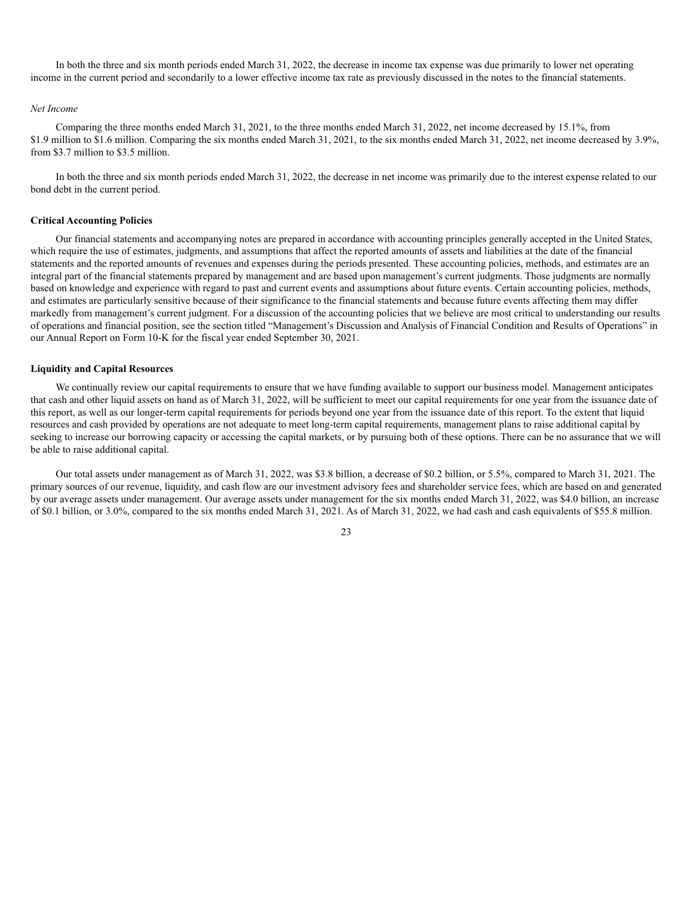In both the three and six month periods ended March 31, 2022, the decrease in income tax expense was due primarily to lower net operating income in the current period and secondarily to a lower effective income tax rate as previously discussed in the notes to the financial statements.

*Net Income*

Comparing the three months ended March 31, 2021, to the three months ended March 31, 2022, net income decreased by 15.1%, from $1.9 million to $1.6 million. Comparing the six months ended March 31, 2021, to the six months ended March 31, 2022, net income decreased by 3.9%, from $3.7 million to $3.5 million.

In both the three and six month periods ended March 31, 2022, the decrease in net income was primarily due to the interest expense related to our bond debt in the current period.

**Critical Accounting Policies**

Our financial statements and accompanying notes are prepared in accordance with accounting principles generally accepted in the United States, which require the use of estimates, judgments, and assumptions that affect the reported amounts of assets and liabilities at the date of the financial statements and the reported amounts of revenues and expenses during the periods presented. These accounting policies, methods, and estimates are an integral part of the financial statements prepared by management and are based upon management's current judgments. Those judgments are normally based on knowledge and experience with regard to past and current events and assumptions about future events. Certain accounting policies, methods, and estimates are particularly sensitive because of their significance to the financial statements and because future events affecting them may differ markedly from management's current judgment. For a discussion of the accounting policies that we believe are most critical to understanding our results of operations and financial position, see the section titled "Management's Discussion and Analysis of Financial Condition and Results of Operations" in our Annual Report on Form 10-K for the fiscal year ended September 30, 2021.

**Liquidity and Capital Resources**

We continually review our capital requirements to ensure that we have funding available to support our business model. Management anticipates that cash and other liquid assets on hand as of March 31, 2022, will be sufficient to meet our capital requirements for one year from the issuance date of this report, as well as our longer-term capital requirements for periods beyond one year from the issuance date of this report. To the extent that liquid resources and cash provided by operations are not adequate to meet long-term capital requirements, management plans to raise additional capital by seeking to increase our borrowing capacity or accessing the capital markets, or by pursuing both of these options. There can be no assurance that we will be able to raise additional capital.

Our total assets under management as of March 31, 2022, was $3.8 billion, a decrease of $0.2 billion, or 5.5%, compared to March 31, 2021. The primary sources of our revenue, liquidity, and cash flow are our investment advisory fees and shareholder service fees, which are based on and generated by our average assets under management. Our average assets under management for the six months ended March 31, 2022, was $4.0 billion, an increase of $0.1 billion, or 3.0%, compared to the six months ended March 31, 2021. As of March 31, 2022, we had cash and cash equivalents of $55.8 million.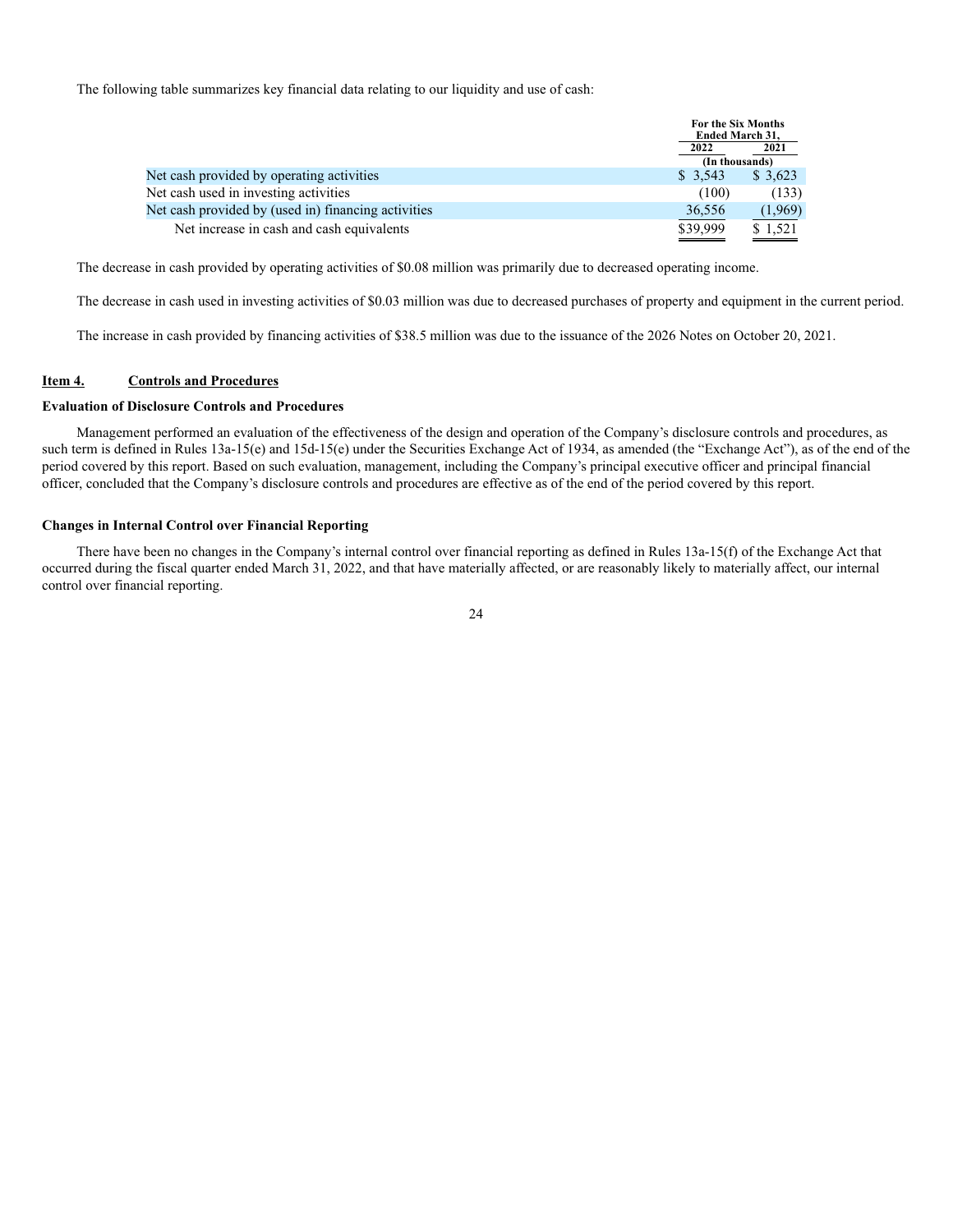The following table summarizes key financial data relating to our liquidity and use of cash:

| | For the Six Months Ended March 31, | |
|---|---|---|
| | 2022 | 2021 |
| | (In thousands) | |
| Net cash provided by operating activities | $ 3,543 | $ 3,623 |
| Net cash used in investing activities | (100) | (133) |
| Net cash provided by (used in) financing activities | 36,556 | (1,969) |
| Net increase in cash and cash equivalents | $39,999 | $ 1,521 |

The decrease in cash provided by operating activities of $0.08 million was primarily due to decreased operating income.

The decrease in cash used in investing activities of $0.03 million was due to decreased purchases of property and equipment in the current period.

The increase in cash provided by financing activities of $38.5 million was due to the issuance of the 2026 Notes on October 20, 2021.

## Item 4. Controls and Procedures

**Evaluation of Disclosure Controls and Procedures**

Management performed an evaluation of the effectiveness of the design and operation of the Company's disclosure controls and procedures, as such term is defined in Rules 13a-15(e) and 15d-15(e) under the Securities Exchange Act of 1934, as amended (the "Exchange Act"), as of the end of the period covered by this report. Based on such evaluation, management, including the Company's principal executive officer and principal financial officer, concluded that the Company's disclosure controls and procedures are effective as of the end of the period covered by this report.

**Changes in Internal Control over Financial Reporting**

There have been no changes in the Company's internal control over financial reporting as defined in Rules 13a-15(f) of the Exchange Act that occurred during the fiscal quarter ended March 31, 2022, and that have materially affected, or are reasonably likely to materially affect, our internal control over financial reporting.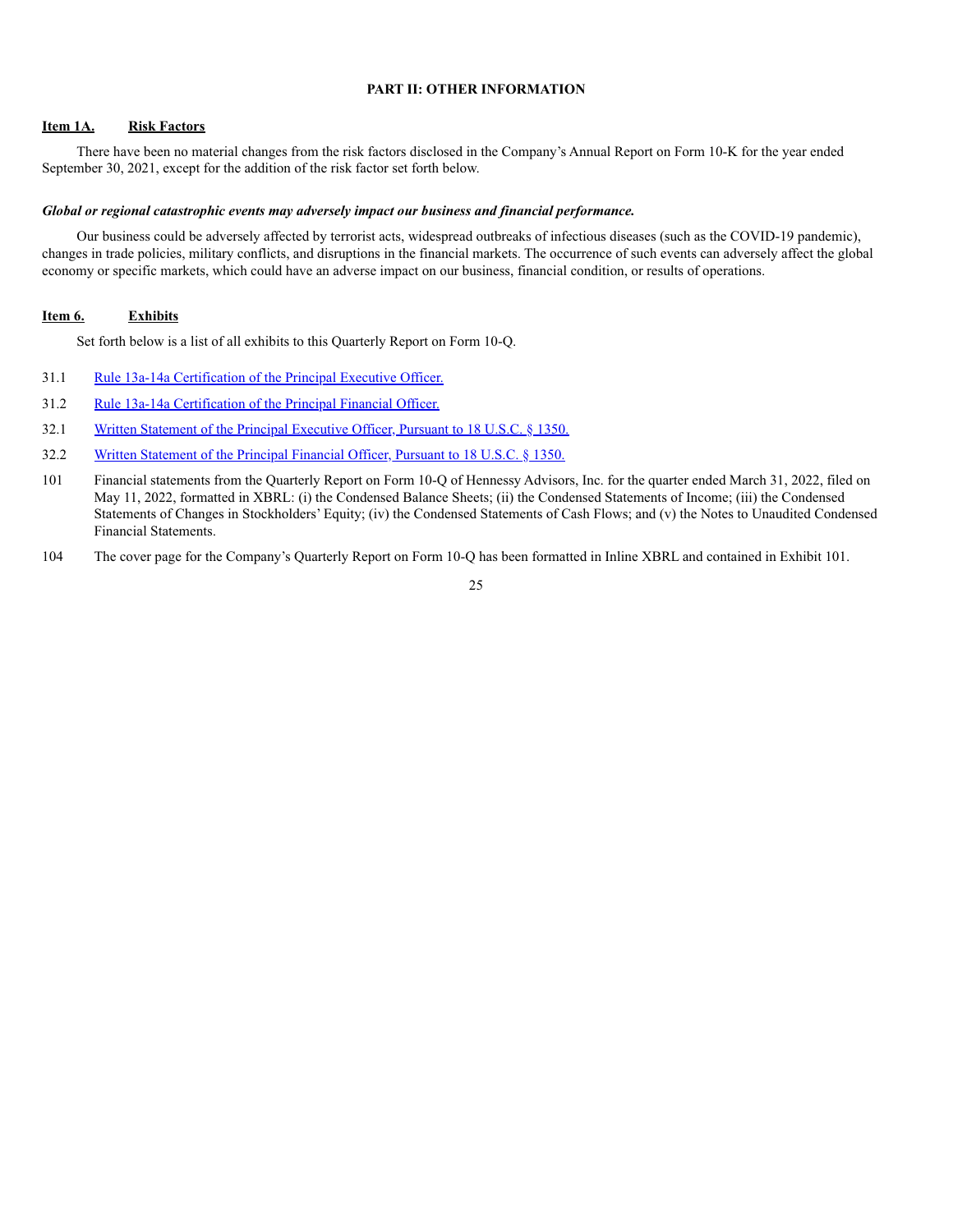## PART II: OTHER INFORMATION

### Item 1A. Risk Factors

There have been no material changes from the risk factors disclosed in the Company's Annual Report on Form 10-K for the year ended September 30, 2021, except for the addition of the risk factor set forth below.

***Global or regional catastrophic events may adversely impact our business and financial performance.***

Our business could be adversely affected by terrorist acts, widespread outbreaks of infectious diseases (such as the COVID-19 pandemic), changes in trade policies, military conflicts, and disruptions in the financial markets. The occurrence of such events can adversely affect the global economy or specific markets, which could have an adverse impact on our business, financial condition, or results of operations.

### Item 6. Exhibits

Set forth below is a list of all exhibits to this Quarterly Report on Form 10-Q.

31.1 Rule 13a-14a Certification of the Principal Executive Officer.

31.2 Rule 13a-14a Certification of the Principal Financial Officer.

32.1 Written Statement of the Principal Executive Officer, Pursuant to 18 U.S.C. § 1350.

32.2 Written Statement of the Principal Financial Officer, Pursuant to 18 U.S.C. § 1350.

101 Financial statements from the Quarterly Report on Form 10-Q of Hennessy Advisors, Inc. for the quarter ended March 31, 2022, filed on May 11, 2022, formatted in XBRL: (i) the Condensed Balance Sheets; (ii) the Condensed Statements of Income; (iii) the Condensed Statements of Changes in Stockholders' Equity; (iv) the Condensed Statements of Cash Flows; and (v) the Notes to Unaudited Condensed Financial Statements.

104 The cover page for the Company's Quarterly Report on Form 10-Q has been formatted in Inline XBRL and contained in Exhibit 101.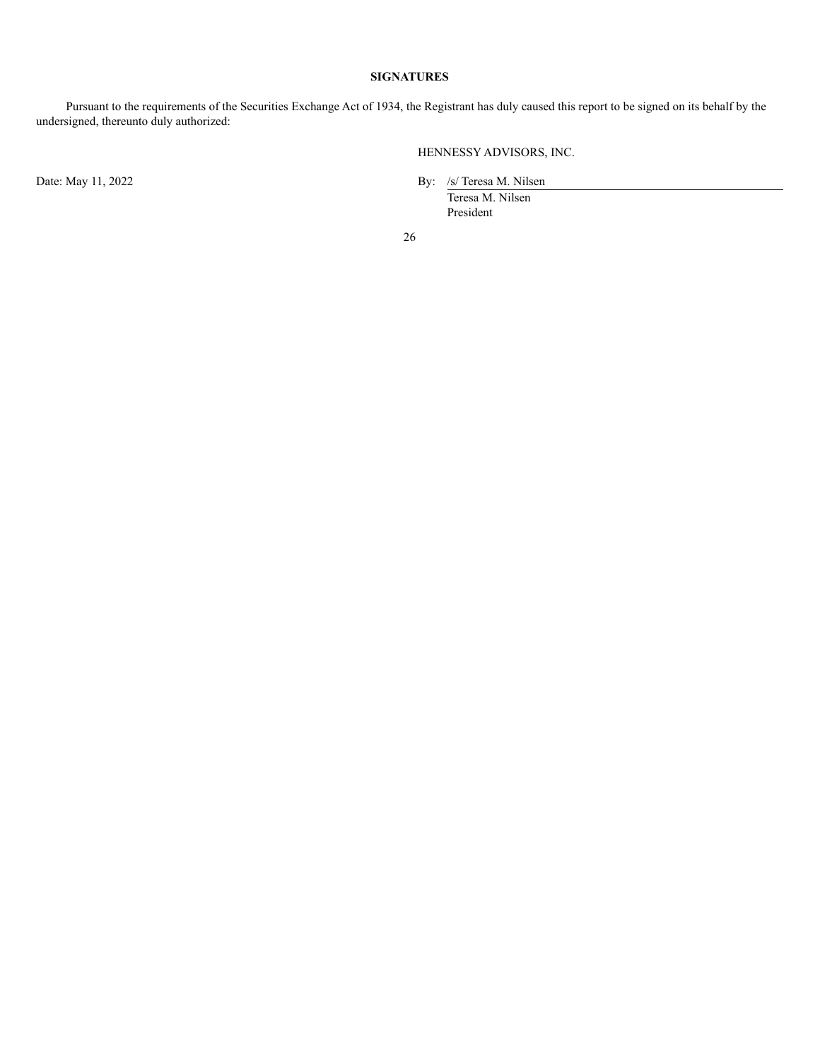**SIGNATURES**

Pursuant to the requirements of the Securities Exchange Act of 1934, the Registrant has duly caused this report to be signed on its behalf by the undersigned, thereunto duly authorized:

HENNESSY ADVISORS, INC.

Date: May 11, 2022

By: /s/ Teresa M. Nilsen
Teresa M. Nilsen
President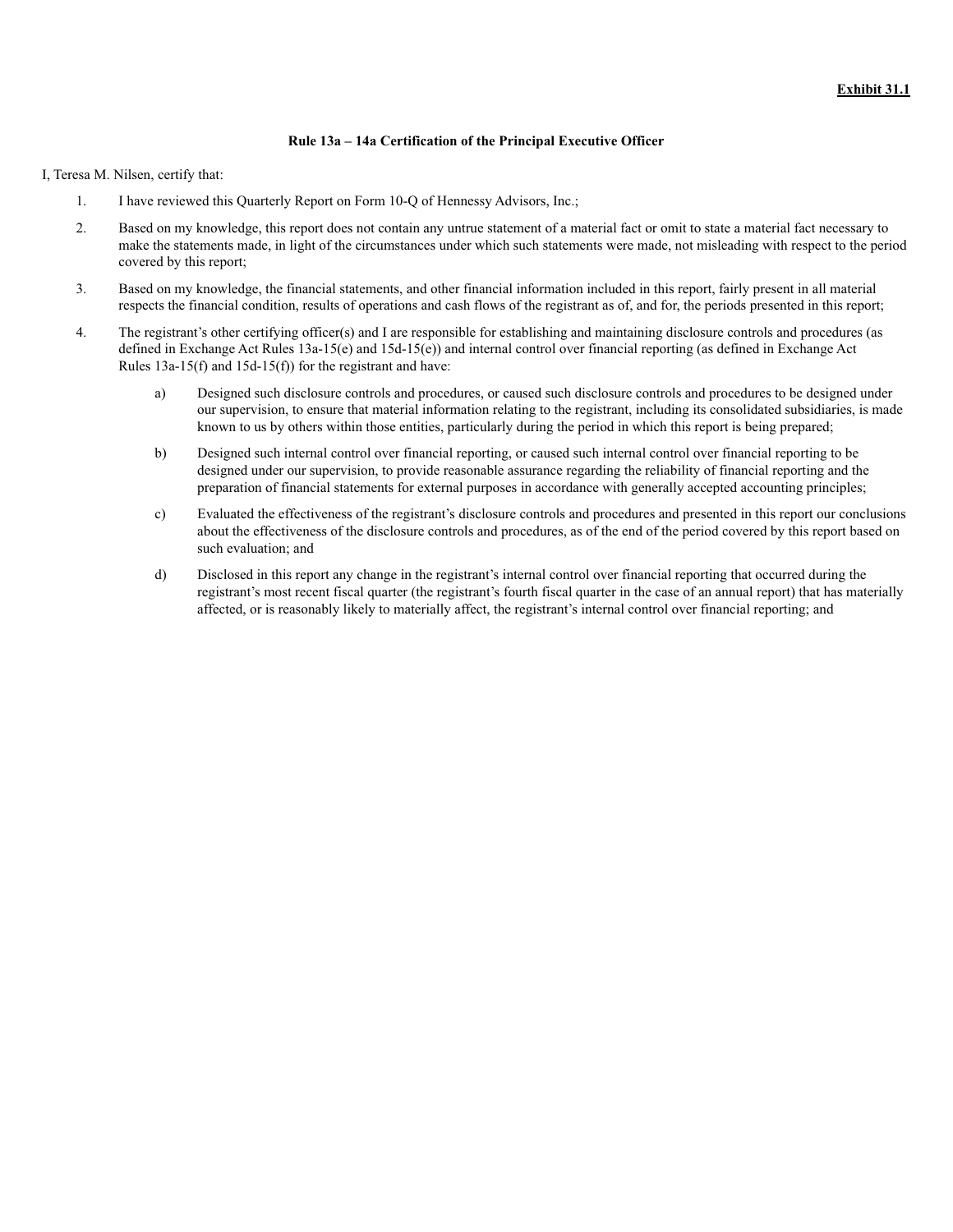**Exhibit 31.1**

**Rule 13a – 14a Certification of the Principal Executive Officer**

I, Teresa M. Nilsen, certify that:

1. I have reviewed this Quarterly Report on Form 10-Q of Hennessy Advisors, Inc.;
2. Based on my knowledge, this report does not contain any untrue statement of a material fact or omit to state a material fact necessary to make the statements made, in light of the circumstances under which such statements were made, not misleading with respect to the period covered by this report;
3. Based on my knowledge, the financial statements, and other financial information included in this report, fairly present in all material respects the financial condition, results of operations and cash flows of the registrant as of, and for, the periods presented in this report;
4. The registrant's other certifying officer(s) and I are responsible for establishing and maintaining disclosure controls and procedures (as defined in Exchange Act Rules 13a-15(e) and 15d-15(e)) and internal control over financial reporting (as defined in Exchange Act Rules 13a-15(f) and 15d-15(f)) for the registrant and have:
   a) Designed such disclosure controls and procedures, or caused such disclosure controls and procedures to be designed under our supervision, to ensure that material information relating to the registrant, including its consolidated subsidiaries, is made known to us by others within those entities, particularly during the period in which this report is being prepared;
   b) Designed such internal control over financial reporting, or caused such internal control over financial reporting to be designed under our supervision, to provide reasonable assurance regarding the reliability of financial reporting and the preparation of financial statements for external purposes in accordance with generally accepted accounting principles;
   c) Evaluated the effectiveness of the registrant's disclosure controls and procedures and presented in this report our conclusions about the effectiveness of the disclosure controls and procedures, as of the end of the period covered by this report based on such evaluation; and
   d) Disclosed in this report any change in the registrant's internal control over financial reporting that occurred during the registrant's most recent fiscal quarter (the registrant's fourth fiscal quarter in the case of an annual report) that has materially affected, or is reasonably likely to materially affect, the registrant's internal control over financial reporting; and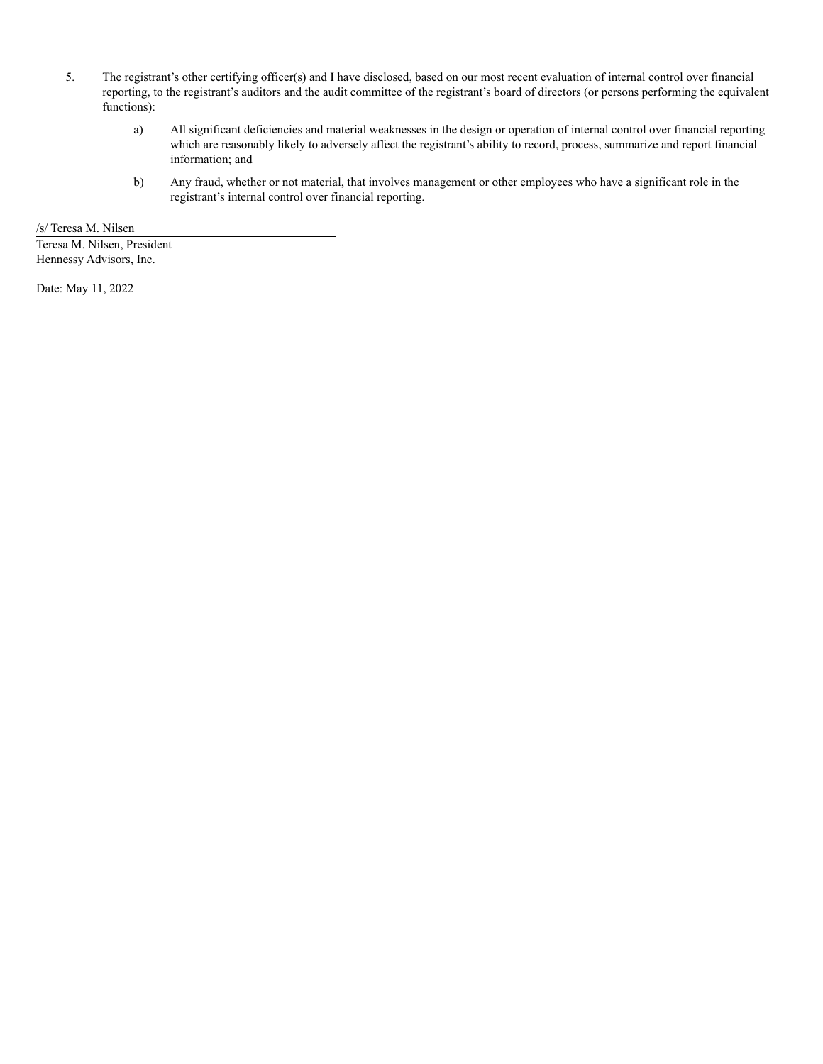5. The registrant's other certifying officer(s) and I have disclosed, based on our most recent evaluation of internal control over financial reporting, to the registrant's auditors and the audit committee of the registrant's board of directors (or persons performing the equivalent functions):

   a) All significant deficiencies and material weaknesses in the design or operation of internal control over financial reporting which are reasonably likely to adversely affect the registrant's ability to record, process, summarize and report financial information; and

   b) Any fraud, whether or not material, that involves management or other employees who have a significant role in the registrant's internal control over financial reporting.

/s/ Teresa M. Nilsen

Teresa M. Nilsen, President
Hennessy Advisors, Inc.

Date: May 11, 2022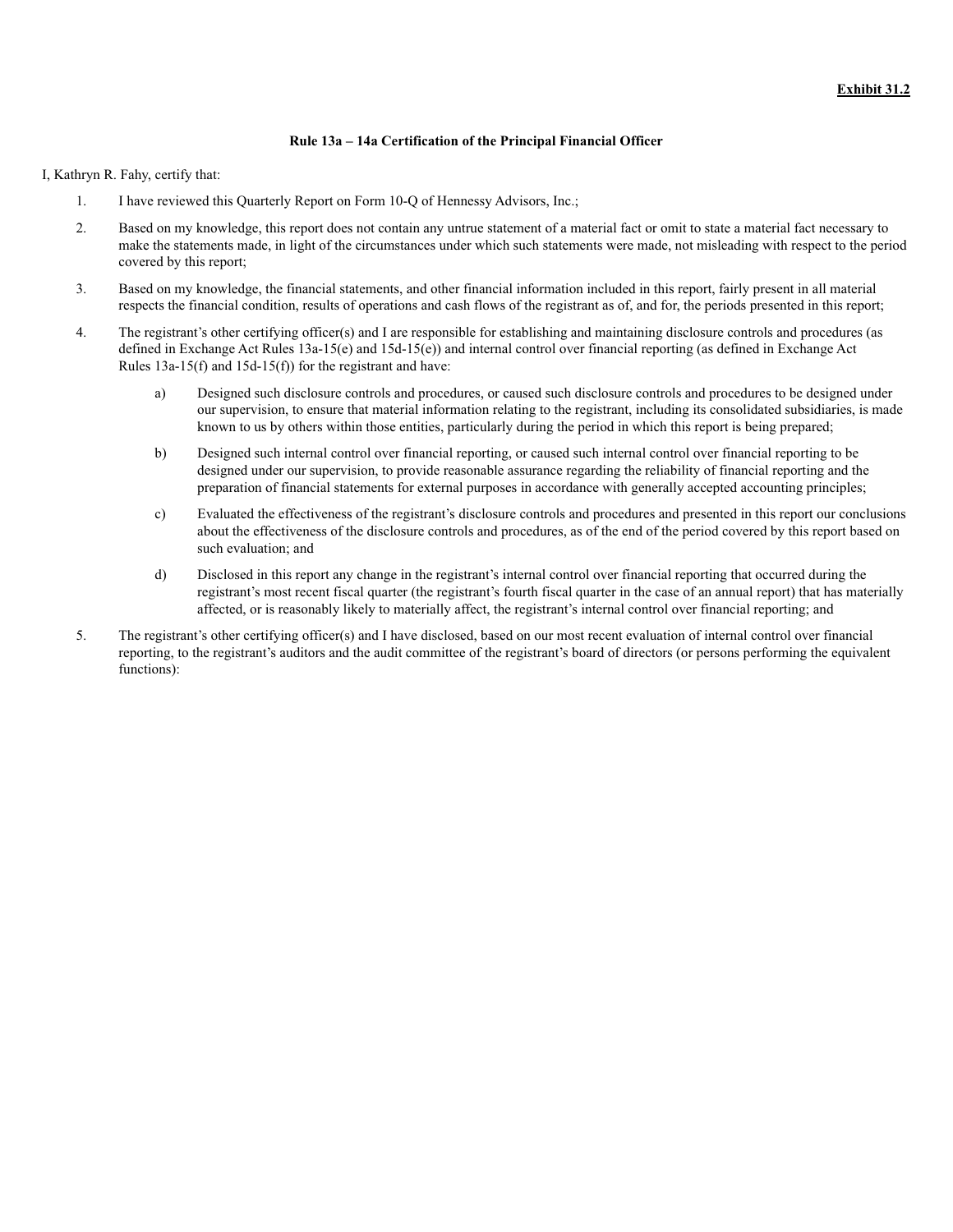**Exhibit 31.2**

**Rule 13a – 14a Certification of the Principal Financial Officer**

I, Kathryn R. Fahy, certify that:

1. I have reviewed this Quarterly Report on Form 10-Q of Hennessy Advisors, Inc.;
2. Based on my knowledge, this report does not contain any untrue statement of a material fact or omit to state a material fact necessary to make the statements made, in light of the circumstances under which such statements were made, not misleading with respect to the period covered by this report;
3. Based on my knowledge, the financial statements, and other financial information included in this report, fairly present in all material respects the financial condition, results of operations and cash flows of the registrant as of, and for, the periods presented in this report;
4. The registrant's other certifying officer(s) and I are responsible for establishing and maintaining disclosure controls and procedures (as defined in Exchange Act Rules 13a-15(e) and 15d-15(e)) and internal control over financial reporting (as defined in Exchange Act Rules 13a-15(f) and 15d-15(f)) for the registrant and have:
   a) Designed such disclosure controls and procedures, or caused such disclosure controls and procedures to be designed under our supervision, to ensure that material information relating to the registrant, including its consolidated subsidiaries, is made known to us by others within those entities, particularly during the period in which this report is being prepared;
   b) Designed such internal control over financial reporting, or caused such internal control over financial reporting to be designed under our supervision, to provide reasonable assurance regarding the reliability of financial reporting and the preparation of financial statements for external purposes in accordance with generally accepted accounting principles;
   c) Evaluated the effectiveness of the registrant's disclosure controls and procedures and presented in this report our conclusions about the effectiveness of the disclosure controls and procedures, as of the end of the period covered by this report based on such evaluation; and
   d) Disclosed in this report any change in the registrant's internal control over financial reporting that occurred during the registrant's most recent fiscal quarter (the registrant's fourth fiscal quarter in the case of an annual report) that has materially affected, or is reasonably likely to materially affect, the registrant's internal control over financial reporting; and
5. The registrant's other certifying officer(s) and I have disclosed, based on our most recent evaluation of internal control over financial reporting, to the registrant's auditors and the audit committee of the registrant's board of directors (or persons performing the equivalent functions):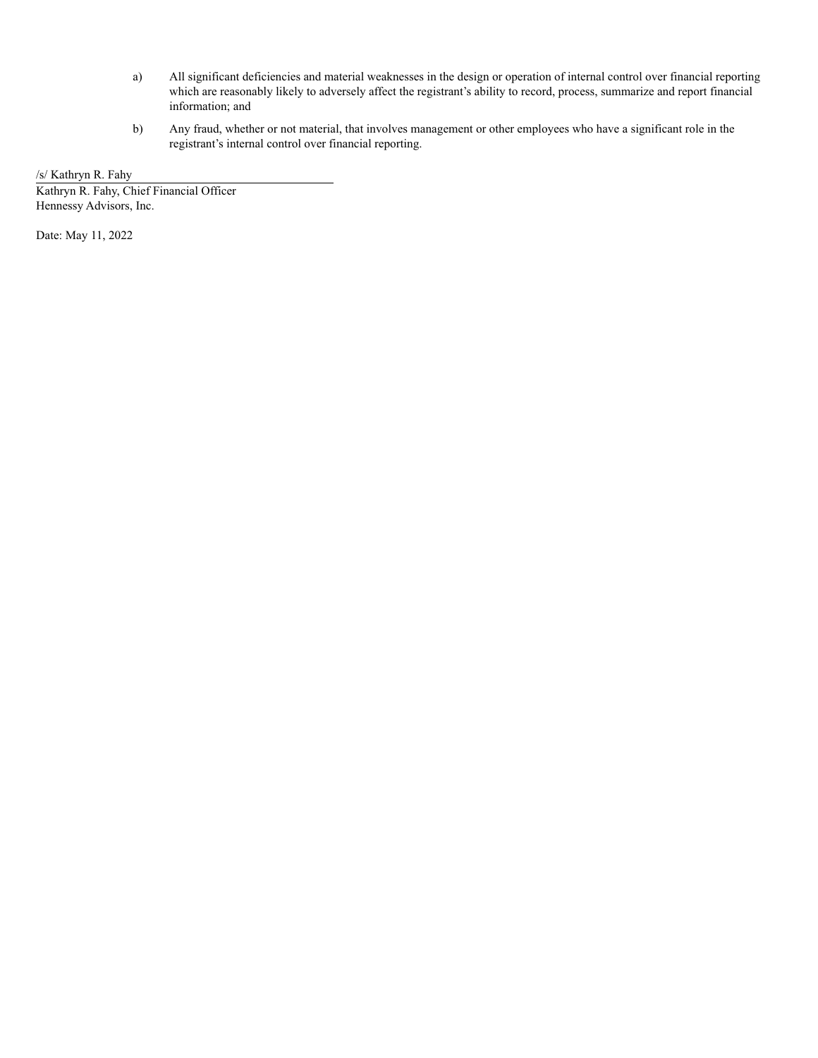a) All significant deficiencies and material weaknesses in the design or operation of internal control over financial reporting which are reasonably likely to adversely affect the registrant's ability to record, process, summarize and report financial information; and

b) Any fraud, whether or not material, that involves management or other employees who have a significant role in the registrant's internal control over financial reporting.

/s/ Kathryn R. Fahy

Kathryn R. Fahy, Chief Financial Officer
Hennessy Advisors, Inc.

Date: May 11, 2022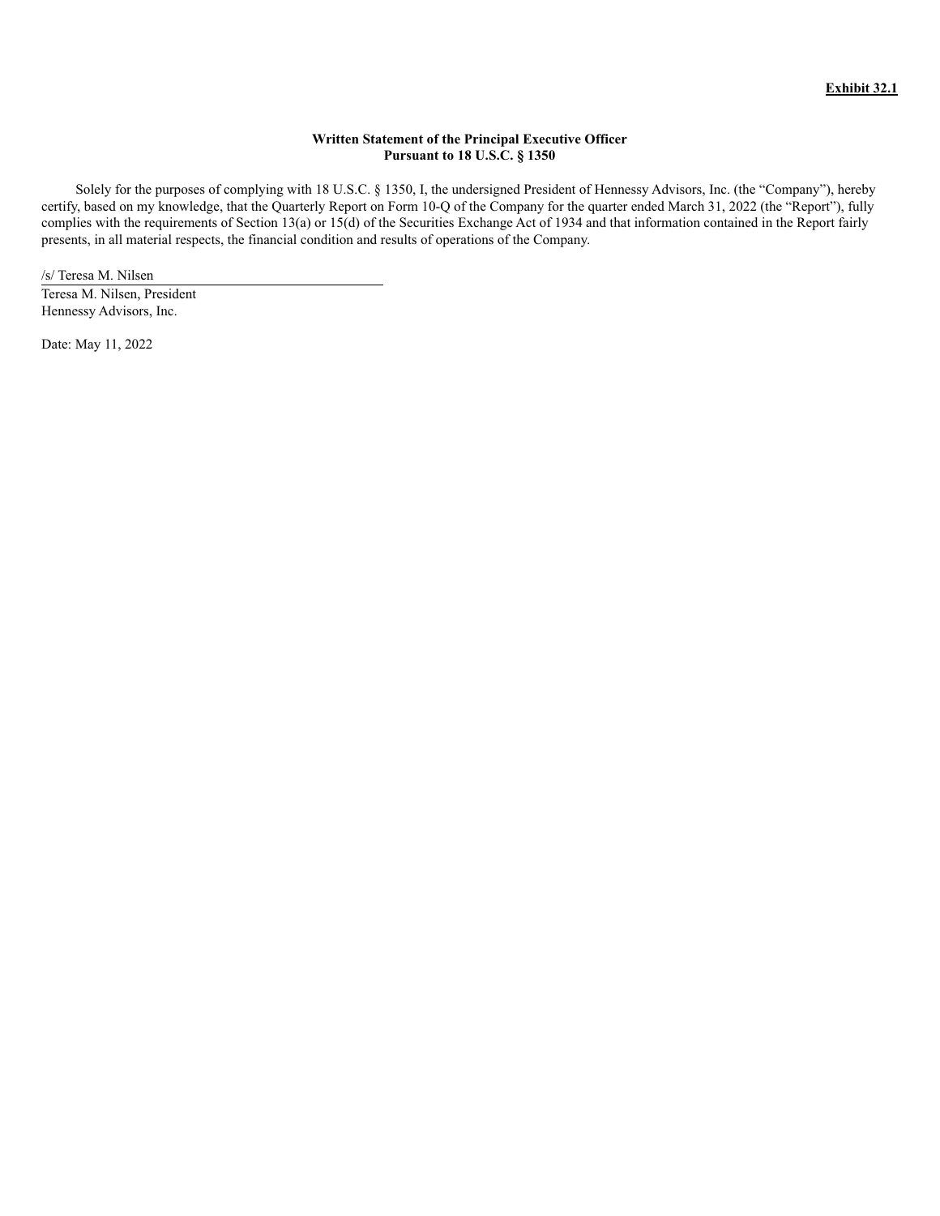**Exhibit 32.1**

**Written Statement of the Principal Executive Officer**
**Pursuant to 18 U.S.C. § 1350**

Solely for the purposes of complying with 18 U.S.C. § 1350, I, the undersigned President of Hennessy Advisors, Inc. (the "Company"), hereby certify, based on my knowledge, that the Quarterly Report on Form 10-Q of the Company for the quarter ended March 31, 2022 (the "Report"), fully complies with the requirements of Section 13(a) or 15(d) of the Securities Exchange Act of 1934 and that information contained in the Report fairly presents, in all material respects, the financial condition and results of operations of the Company.

/s/ Teresa M. Nilsen

Teresa M. Nilsen, President
Hennessy Advisors, Inc.

Date: May 11, 2022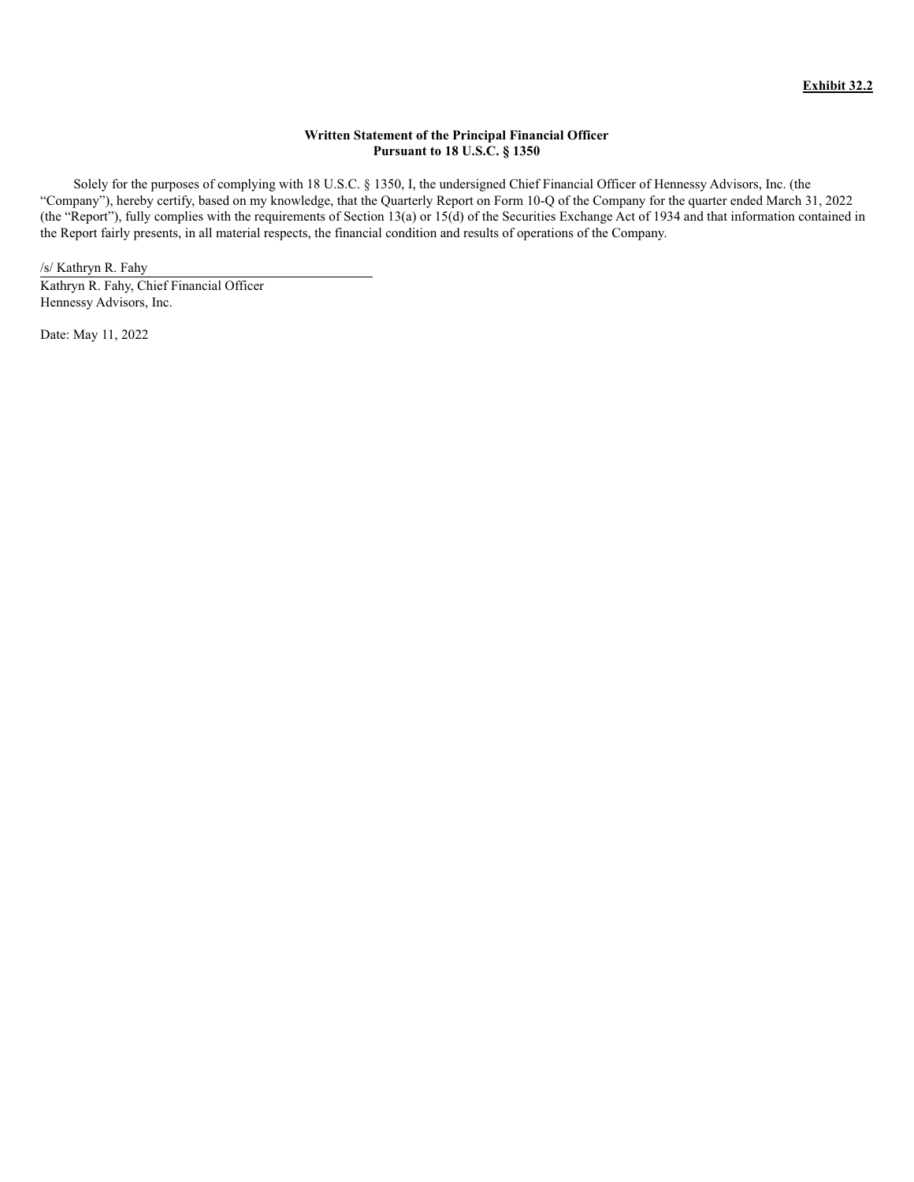**Exhibit 32.2**

**Written Statement of the Principal Financial Officer**
**Pursuant to 18 U.S.C. § 1350**

Solely for the purposes of complying with 18 U.S.C. § 1350, I, the undersigned Chief Financial Officer of Hennessy Advisors, Inc. (the "Company"), hereby certify, based on my knowledge, that the Quarterly Report on Form 10-Q of the Company for the quarter ended March 31, 2022 (the "Report"), fully complies with the requirements of Section 13(a) or 15(d) of the Securities Exchange Act of 1934 and that information contained in the Report fairly presents, in all material respects, the financial condition and results of operations of the Company.

/s/ Kathryn R. Fahy

Kathryn R. Fahy, Chief Financial Officer
Hennessy Advisors, Inc.

Date: May 11, 2022